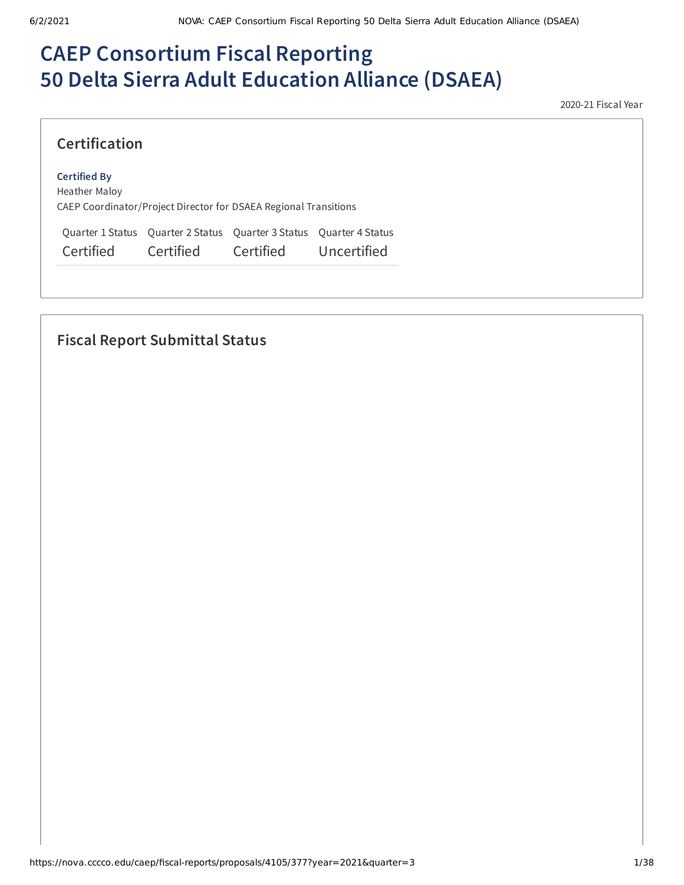# CAEP Consortium Fiscal Reporting
# 50 Delta Sierra Adult Education Alliance (DSAEA)

2020-21 Fiscal Year

## Certification

**Certified By**
Heather Maloy
CAEP Coordinator/Project Director for DSAEA Regional Transitions

| Quarter 1 Status | Quarter 2 Status | Quarter 3 Status | Quarter 4 Status |
|---|---|---|---|
| Certified | Certified | Certified | Uncertified |

## Fiscal Report Submittal Status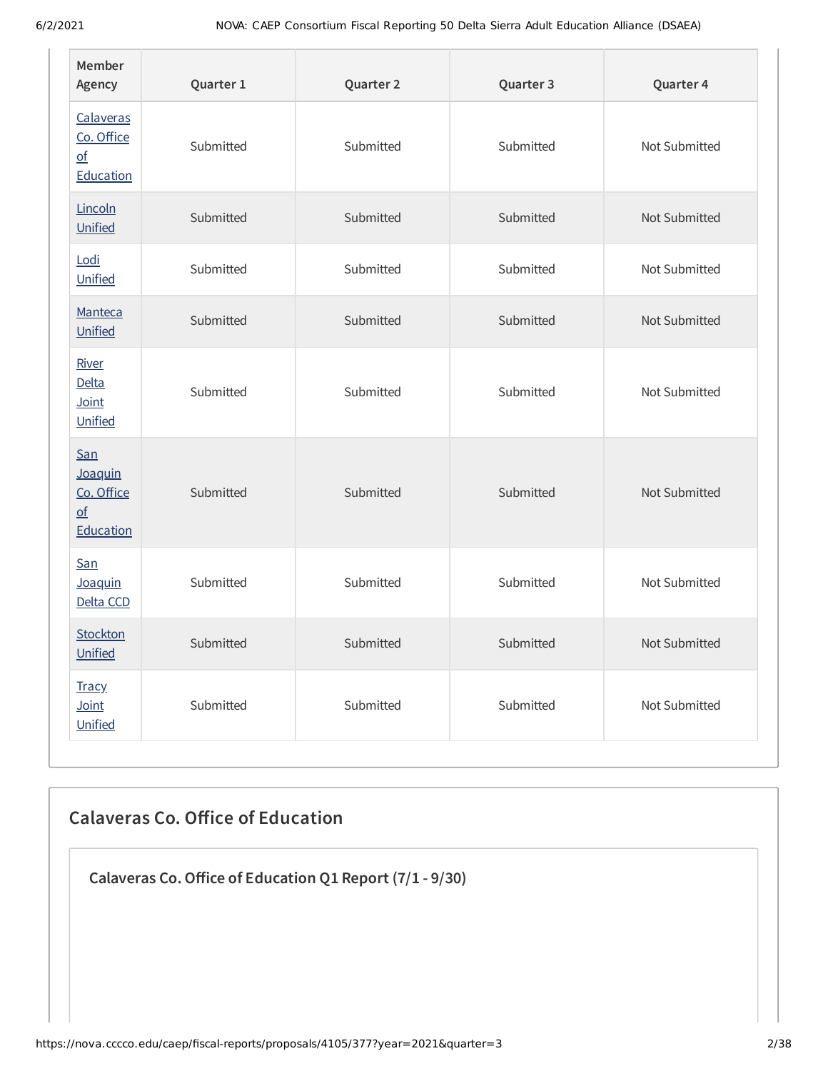| Member Agency | Quarter 1 | Quarter 2 | Quarter 3 | Quarter 4 |
|---|---|---|---|---|
| Calaveras Co. Office of Education | Submitted | Submitted | Submitted | Not Submitted |
| Lincoln Unified | Submitted | Submitted | Submitted | Not Submitted |
| Lodi Unified | Submitted | Submitted | Submitted | Not Submitted |
| Manteca Unified | Submitted | Submitted | Submitted | Not Submitted |
| River Delta Joint Unified | Submitted | Submitted | Submitted | Not Submitted |
| San Joaquin Co. Office of Education | Submitted | Submitted | Submitted | Not Submitted |
| San Joaquin Delta CCD | Submitted | Submitted | Submitted | Not Submitted |
| Stockton Unified | Submitted | Submitted | Submitted | Not Submitted |
| Tracy Joint Unified | Submitted | Submitted | Submitted | Not Submitted |

## Calaveras Co. Office of Education

### Calaveras Co. Office of Education Q1 Report (7/1 - 9/30)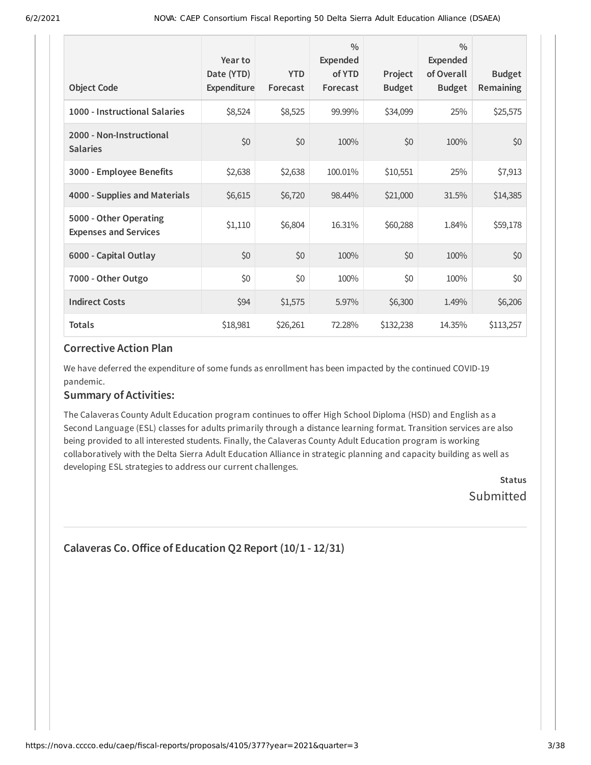| Object Code | Year to Date (YTD) Expenditure | YTD Forecast | % Expended of YTD Forecast | Project Budget | % Expended of Overall Budget | Budget Remaining |
|---|---|---|---|---|---|---|
| **1000 - Instructional Salaries** | $8,524 | $8,525 | 99.99% | $34,099 | 25% | $25,575 |
| **2000 - Non-Instructional Salaries** | $0 | $0 | 100% | $0 | 100% | $0 |
| **3000 - Employee Benefits** | $2,638 | $2,638 | 100.01% | $10,551 | 25% | $7,913 |
| **4000 - Supplies and Materials** | $6,615 | $6,720 | 98.44% | $21,000 | 31.5% | $14,385 |
| **5000 - Other Operating Expenses and Services** | $1,110 | $6,804 | 16.31% | $60,288 | 1.84% | $59,178 |
| **6000 - Capital Outlay** | $0 | $0 | 100% | $0 | 100% | $0 |
| **7000 - Other Outgo** | $0 | $0 | 100% | $0 | 100% | $0 |
| **Indirect Costs** | $94 | $1,575 | 5.97% | $6,300 | 1.49% | $6,206 |
| **Totals** | $18,981 | $26,261 | 72.28% | $132,238 | 14.35% | $113,257 |

### Corrective Action Plan

We have deferred the expenditure of some funds as enrollment has been impacted by the continued COVID-19 pandemic.

### Summary of Activities:

The Calaveras County Adult Education program continues to offer High School Diploma (HSD) and English as a Second Language (ESL) classes for adults primarily through a distance learning format. Transition services are also being provided to all interested students. Finally, the Calaveras County Adult Education program is working collaboratively with the Delta Sierra Adult Education Alliance in strategic planning and capacity building as well as developing ESL strategies to address our current challenges.

**Status**

Submitted

## Calaveras Co. Office of Education Q2 Report (10/1 - 12/31)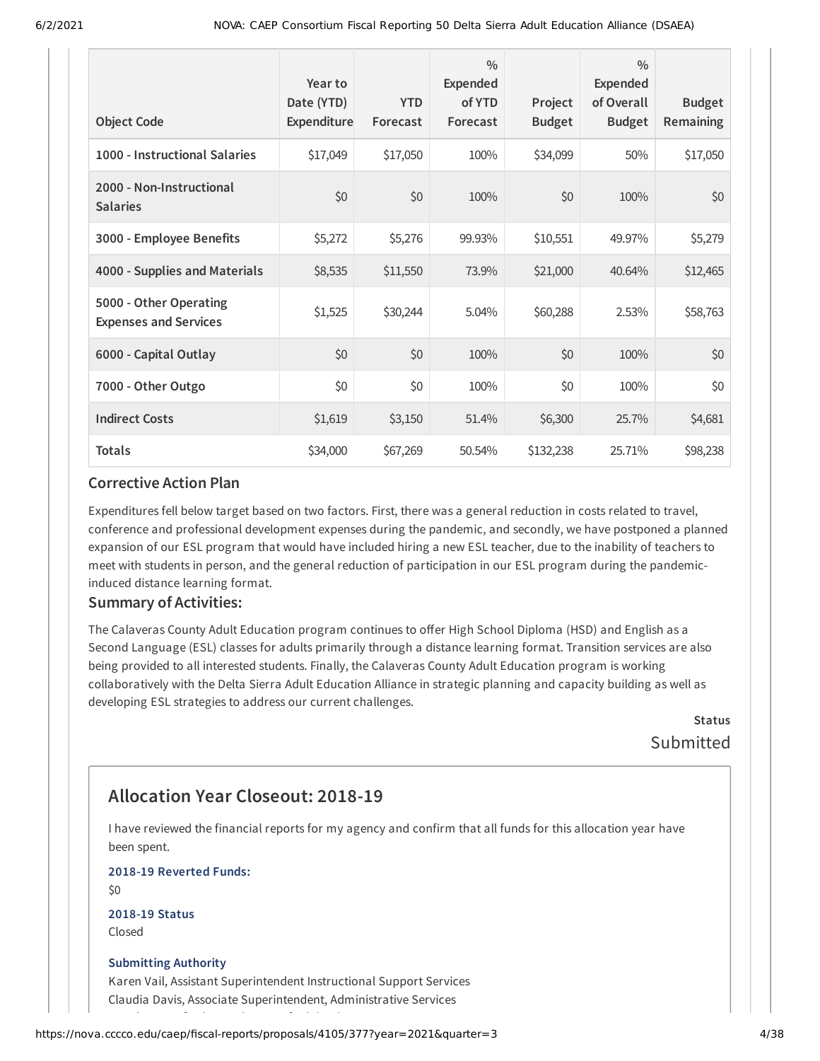| Object Code | Year to Date (YTD) Expenditure | YTD Forecast | % Expended of YTD Forecast | Project Budget | % Expended of Overall Budget | Budget Remaining |
|---|---|---|---|---|---|---|
| 1000 - Instructional Salaries | $17,049 | $17,050 | 100% | $34,099 | 50% | $17,050 |
| 2000 - Non-Instructional Salaries | $0 | $0 | 100% | $0 | 100% | $0 |
| 3000 - Employee Benefits | $5,272 | $5,276 | 99.93% | $10,551 | 49.97% | $5,279 |
| 4000 - Supplies and Materials | $8,535 | $11,550 | 73.9% | $21,000 | 40.64% | $12,465 |
| 5000 - Other Operating Expenses and Services | $1,525 | $30,244 | 5.04% | $60,288 | 2.53% | $58,763 |
| 6000 - Capital Outlay | $0 | $0 | 100% | $0 | 100% | $0 |
| 7000 - Other Outgo | $0 | $0 | 100% | $0 | 100% | $0 |
| Indirect Costs | $1,619 | $3,150 | 51.4% | $6,300 | 25.7% | $4,681 |
| Totals | $34,000 | $67,269 | 50.54% | $132,238 | 25.71% | $98,238 |

### Corrective Action Plan

Expenditures fell below target based on two factors. First, there was a general reduction in costs related to travel, conference and professional development expenses during the pandemic, and secondly, we have postponed a planned expansion of our ESL program that would have included hiring a new ESL teacher, due to the inability of teachers to meet with students in person, and the general reduction of participation in our ESL program during the pandemic-induced distance learning format.

### Summary of Activities:

The Calaveras County Adult Education program continues to offer High School Diploma (HSD) and English as a Second Language (ESL) classes for adults primarily through a distance learning format. Transition services are also being provided to all interested students. Finally, the Calaveras County Adult Education program is working collaboratively with the Delta Sierra Adult Education Alliance in strategic planning and capacity building as well as developing ESL strategies to address our current challenges.

**Status**

Submitted

## Allocation Year Closeout: 2018-19

I have reviewed the financial reports for my agency and confirm that all funds for this allocation year have been spent.

**2018-19 Reverted Funds:**

$0

**2018-19 Status**

Closed

**Submitting Authority**

Karen Vail, Assistant Superintendent Instructional Support Services

Claudia Davis, Associate Superintendent, Administrative Services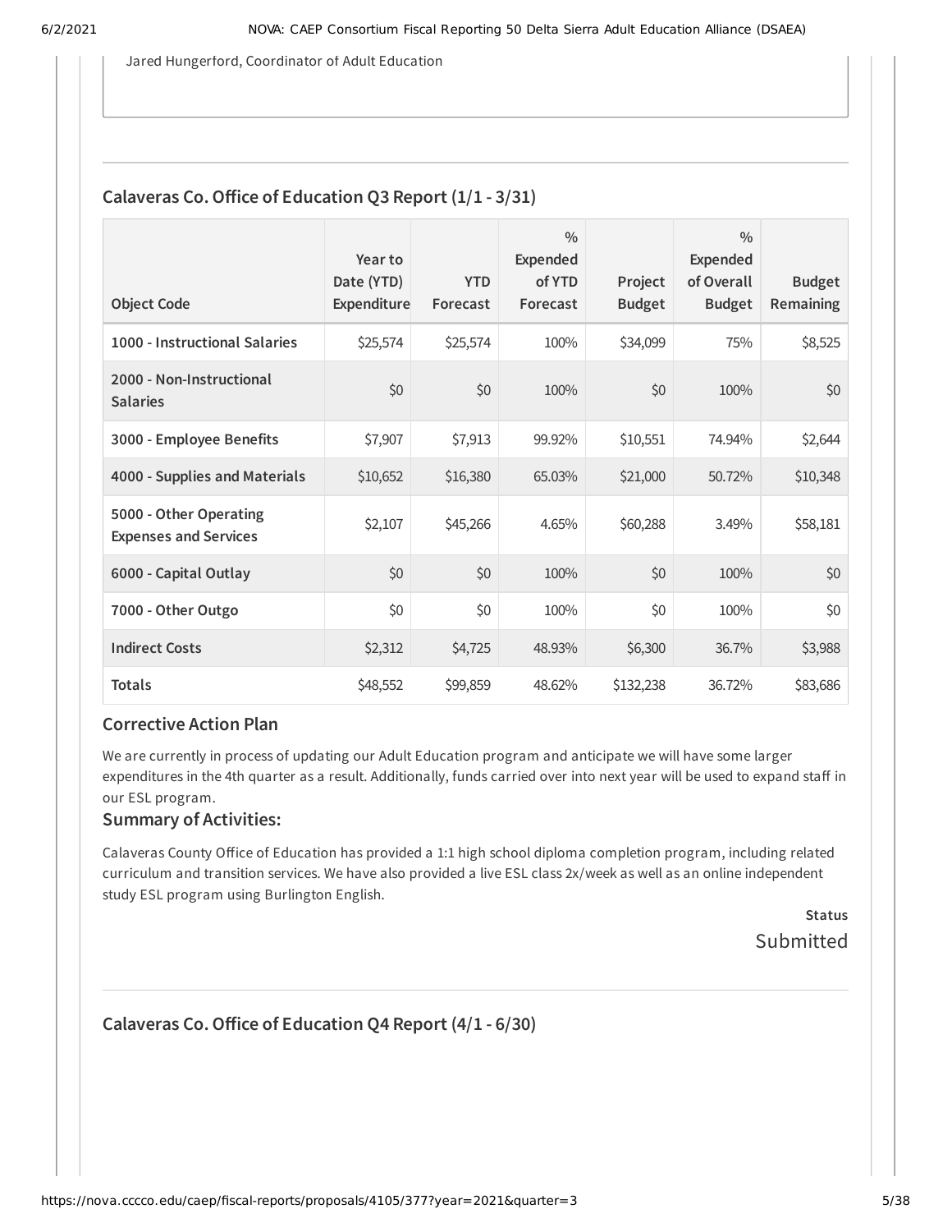Jared Hungerford, Coordinator of Adult Education

## Calaveras Co. Office of Education Q3 Report (1/1 - 3/31)

| Object Code | Year to Date (YTD) Expenditure | YTD Forecast | % Expended of YTD Forecast | Project Budget | % Expended of Overall Budget | Budget Remaining |
|---|---|---|---|---|---|---|
| 1000 - Instructional Salaries | $25,574 | $25,574 | 100% | $34,099 | 75% | $8,525 |
| 2000 - Non-Instructional Salaries | $0 | $0 | 100% | $0 | 100% | $0 |
| 3000 - Employee Benefits | $7,907 | $7,913 | 99.92% | $10,551 | 74.94% | $2,644 |
| 4000 - Supplies and Materials | $10,652 | $16,380 | 65.03% | $21,000 | 50.72% | $10,348 |
| 5000 - Other Operating Expenses and Services | $2,107 | $45,266 | 4.65% | $60,288 | 3.49% | $58,181 |
| 6000 - Capital Outlay | $0 | $0 | 100% | $0 | 100% | $0 |
| 7000 - Other Outgo | $0 | $0 | 100% | $0 | 100% | $0 |
| Indirect Costs | $2,312 | $4,725 | 48.93% | $6,300 | 36.7% | $3,988 |
| Totals | $48,552 | $99,859 | 48.62% | $132,238 | 36.72% | $83,686 |

### Corrective Action Plan

We are currently in process of updating our Adult Education program and anticipate we will have some larger expenditures in the 4th quarter as a result. Additionally, funds carried over into next year will be used to expand staff in our ESL program.

### Summary of Activities:

Calaveras County Office of Education has provided a 1:1 high school diploma completion program, including related curriculum and transition services. We have also provided a live ESL class 2x/week as well as an online independent study ESL program using Burlington English.

**Status**

Submitted

## Calaveras Co. Office of Education Q4 Report (4/1 - 6/30)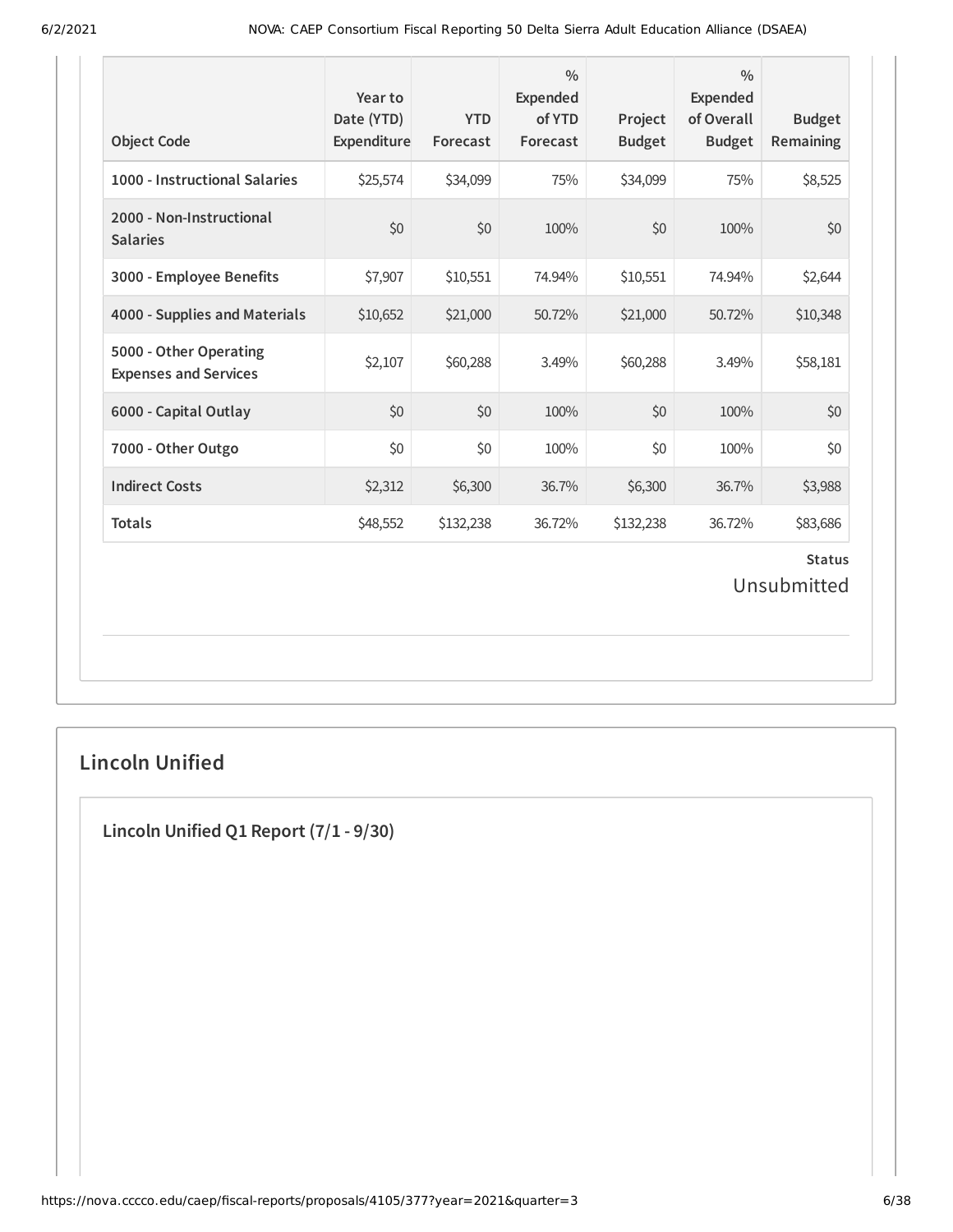| Object Code | Year to Date (YTD) Expenditure | YTD Forecast | % Expended of YTD Forecast | Project Budget | % Expended of Overall Budget | Budget Remaining |
|---|---|---|---|---|---|---|
| **1000 - Instructional Salaries** | $25,574 | $34,099 | 75% | $34,099 | 75% | $8,525 |
| **2000 - Non-Instructional Salaries** | $0 | $0 | 100% | $0 | 100% | $0 |
| **3000 - Employee Benefits** | $7,907 | $10,551 | 74.94% | $10,551 | 74.94% | $2,644 |
| **4000 - Supplies and Materials** | $10,652 | $21,000 | 50.72% | $21,000 | 50.72% | $10,348 |
| **5000 - Other Operating Expenses and Services** | $2,107 | $60,288 | 3.49% | $60,288 | 3.49% | $58,181 |
| **6000 - Capital Outlay** | $0 | $0 | 100% | $0 | 100% | $0 |
| **7000 - Other Outgo** | $0 | $0 | 100% | $0 | 100% | $0 |
| **Indirect Costs** | $2,312 | $6,300 | 36.7% | $6,300 | 36.7% | $3,988 |
| **Totals** | $48,552 | $132,238 | 36.72% | $132,238 | 36.72% | $83,686 |

**Status**

Unsubmitted

## Lincoln Unified

### Lincoln Unified Q1 Report (7/1 - 9/30)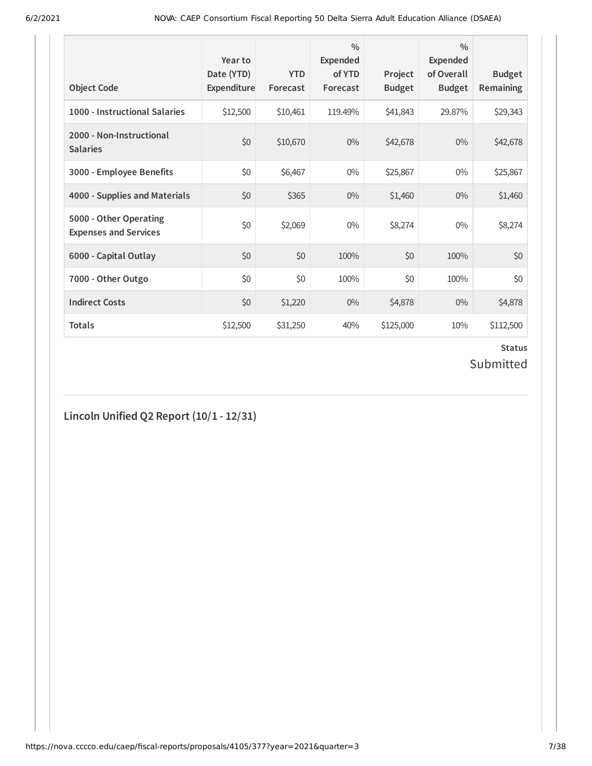| Object Code | Year to Date (YTD) Expenditure | YTD Forecast | % Expended of YTD Forecast | Project Budget | % Expended of Overall Budget | Budget Remaining |
|---|---|---|---|---|---|---|
| **1000 - Instructional Salaries** | $12,500 | $10,461 | 119.49% | $41,843 | 29.87% | $29,343 |
| **2000 - Non-Instructional Salaries** | $0 | $10,670 | 0% | $42,678 | 0% | $42,678 |
| **3000 - Employee Benefits** | $0 | $6,467 | 0% | $25,867 | 0% | $25,867 |
| **4000 - Supplies and Materials** | $0 | $365 | 0% | $1,460 | 0% | $1,460 |
| **5000 - Other Operating Expenses and Services** | $0 | $2,069 | 0% | $8,274 | 0% | $8,274 |
| **6000 - Capital Outlay** | $0 | $0 | 100% | $0 | 100% | $0 |
| **7000 - Other Outgo** | $0 | $0 | 100% | $0 | 100% | $0 |
| **Indirect Costs** | $0 | $1,220 | 0% | $4,878 | 0% | $4,878 |
| **Totals** | $12,500 | $31,250 | 40% | $125,000 | 10% | $112,500 |

**Status**

Submitted

## Lincoln Unified Q2 Report (10/1 - 12/31)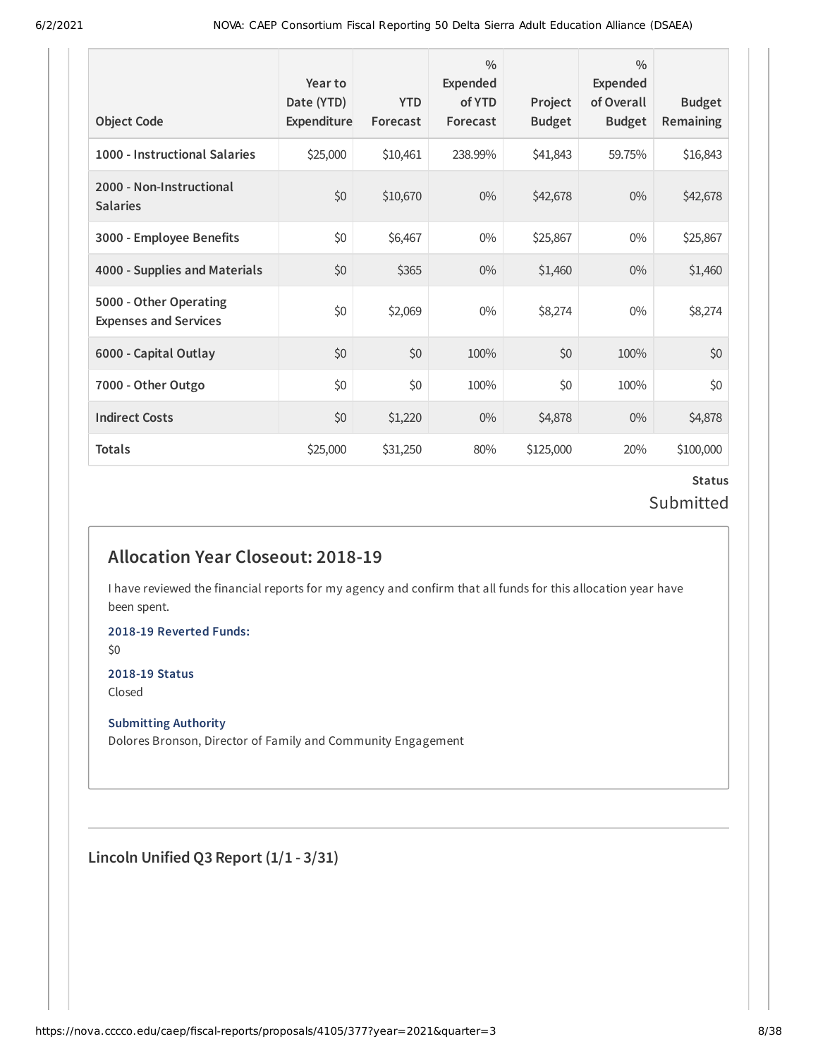| Object Code | Year to Date (YTD) Expenditure | YTD Forecast | % Expended of YTD Forecast | Project Budget | % Expended of Overall Budget | Budget Remaining |
|---|---|---|---|---|---|---|
| 1000 - Instructional Salaries | $25,000 | $10,461 | 238.99% | $41,843 | 59.75% | $16,843 |
| 2000 - Non-Instructional Salaries | $0 | $10,670 | 0% | $42,678 | 0% | $42,678 |
| 3000 - Employee Benefits | $0 | $6,467 | 0% | $25,867 | 0% | $25,867 |
| 4000 - Supplies and Materials | $0 | $365 | 0% | $1,460 | 0% | $1,460 |
| 5000 - Other Operating Expenses and Services | $0 | $2,069 | 0% | $8,274 | 0% | $8,274 |
| 6000 - Capital Outlay | $0 | $0 | 100% | $0 | 100% | $0 |
| 7000 - Other Outgo | $0 | $0 | 100% | $0 | 100% | $0 |
| Indirect Costs | $0 | $1,220 | 0% | $4,878 | 0% | $4,878 |
| Totals | $25,000 | $31,250 | 80% | $125,000 | 20% | $100,000 |

**Status**

Submitted

## Allocation Year Closeout: 2018-19

I have reviewed the financial reports for my agency and confirm that all funds for this allocation year have been spent.

**2018-19 Reverted Funds:**

$0

**2018-19 Status**

Closed

**Submitting Authority**

Dolores Bronson, Director of Family and Community Engagement

### Lincoln Unified Q3 Report (1/1 - 3/31)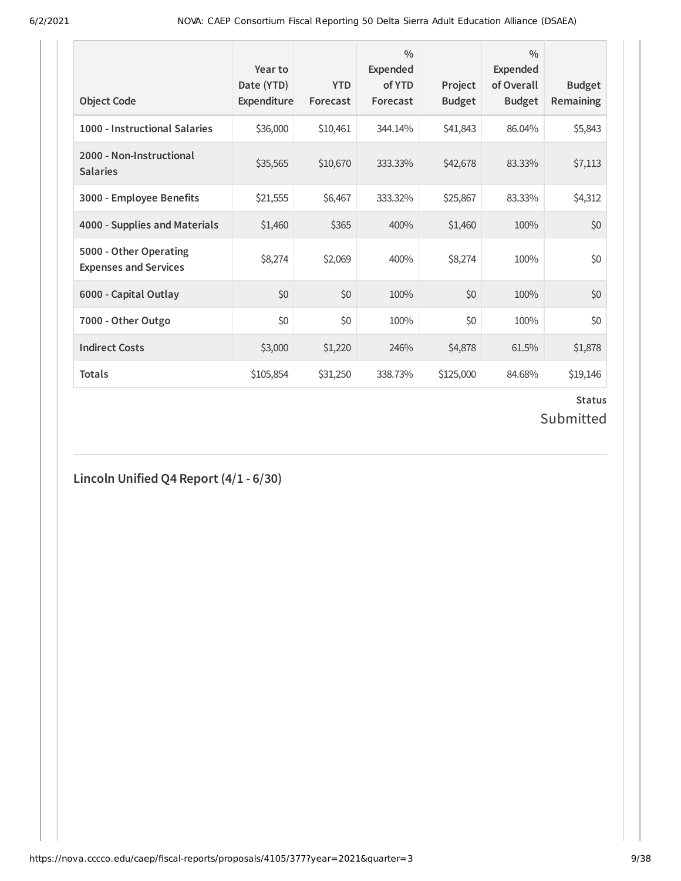| Object Code | Year to Date (YTD) Expenditure | YTD Forecast | % Expended of YTD Forecast | Project Budget | % Expended of Overall Budget | Budget Remaining |
|---|---|---|---|---|---|---|
| **1000 - Instructional Salaries** | $36,000 | $10,461 | 344.14% | $41,843 | 86.04% | $5,843 |
| **2000 - Non-Instructional Salaries** | $35,565 | $10,670 | 333.33% | $42,678 | 83.33% | $7,113 |
| **3000 - Employee Benefits** | $21,555 | $6,467 | 333.32% | $25,867 | 83.33% | $4,312 |
| **4000 - Supplies and Materials** | $1,460 | $365 | 400% | $1,460 | 100% | $0 |
| **5000 - Other Operating Expenses and Services** | $8,274 | $2,069 | 400% | $8,274 | 100% | $0 |
| **6000 - Capital Outlay** | $0 | $0 | 100% | $0 | 100% | $0 |
| **7000 - Other Outgo** | $0 | $0 | 100% | $0 | 100% | $0 |
| **Indirect Costs** | $3,000 | $1,220 | 246% | $4,878 | 61.5% | $1,878 |
| **Totals** | $105,854 | $31,250 | 338.73% | $125,000 | 84.68% | $19,146 |

**Status**

Submitted

## Lincoln Unified Q4 Report (4/1 - 6/30)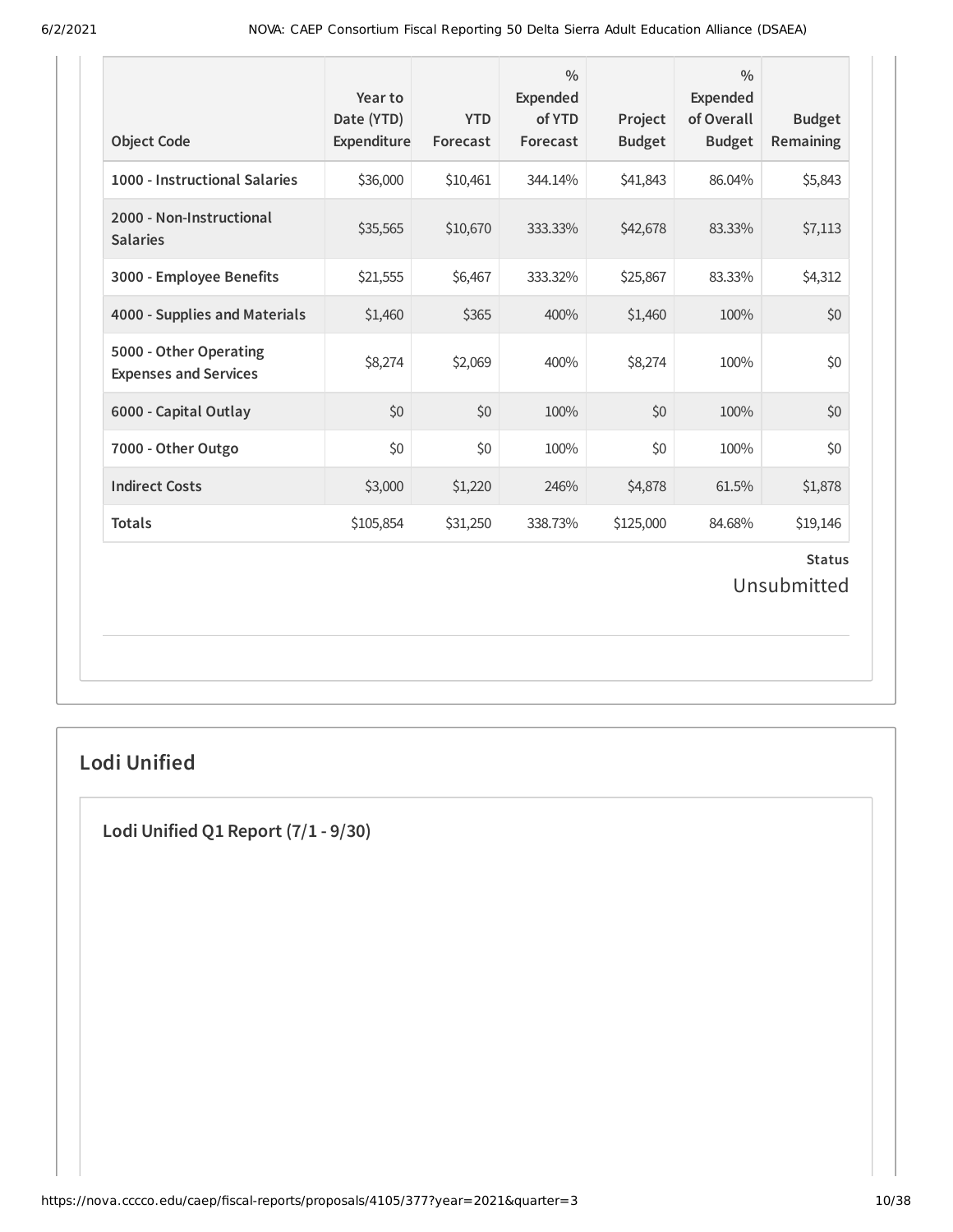| Object Code | Year to Date (YTD) Expenditure | YTD Forecast | % Expended of YTD Forecast | Project Budget | % Expended of Overall Budget | Budget Remaining |
|---|---|---|---|---|---|---|
| 1000 - Instructional Salaries | $36,000 | $10,461 | 344.14% | $41,843 | 86.04% | $5,843 |
| 2000 - Non-Instructional Salaries | $35,565 | $10,670 | 333.33% | $42,678 | 83.33% | $7,113 |
| 3000 - Employee Benefits | $21,555 | $6,467 | 333.32% | $25,867 | 83.33% | $4,312 |
| 4000 - Supplies and Materials | $1,460 | $365 | 400% | $1,460 | 100% | $0 |
| 5000 - Other Operating Expenses and Services | $8,274 | $2,069 | 400% | $8,274 | 100% | $0 |
| 6000 - Capital Outlay | $0 | $0 | 100% | $0 | 100% | $0 |
| 7000 - Other Outgo | $0 | $0 | 100% | $0 | 100% | $0 |
| Indirect Costs | $3,000 | $1,220 | 246% | $4,878 | 61.5% | $1,878 |
| Totals | $105,854 | $31,250 | 338.73% | $125,000 | 84.68% | $19,146 |

**Status**

Unsubmitted

## Lodi Unified

### Lodi Unified Q1 Report (7/1 - 9/30)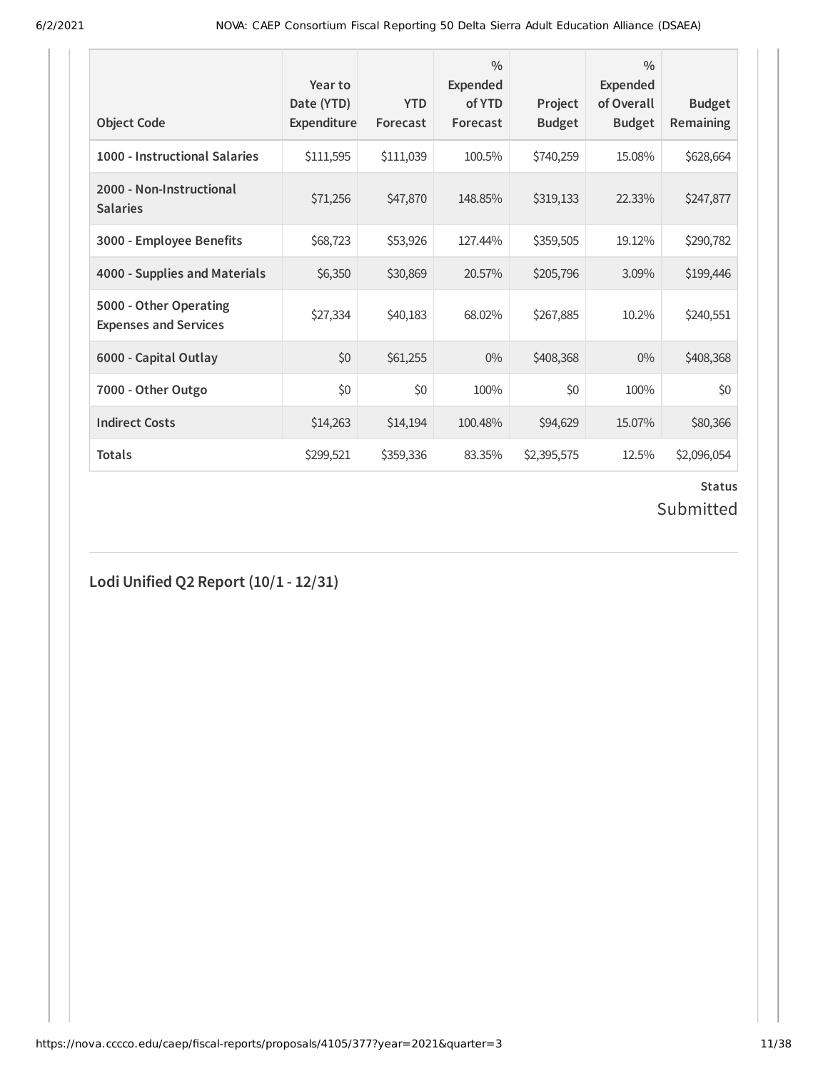| Object Code | Year to Date (YTD) Expenditure | YTD Forecast | % Expended of YTD Forecast | Project Budget | % Expended of Overall Budget | Budget Remaining |
|---|---|---|---|---|---|---|
| 1000 - Instructional Salaries | $111,595 | $111,039 | 100.5% | $740,259 | 15.08% | $628,664 |
| 2000 - Non-Instructional Salaries | $71,256 | $47,870 | 148.85% | $319,133 | 22.33% | $247,877 |
| 3000 - Employee Benefits | $68,723 | $53,926 | 127.44% | $359,505 | 19.12% | $290,782 |
| 4000 - Supplies and Materials | $6,350 | $30,869 | 20.57% | $205,796 | 3.09% | $199,446 |
| 5000 - Other Operating Expenses and Services | $27,334 | $40,183 | 68.02% | $267,885 | 10.2% | $240,551 |
| 6000 - Capital Outlay | $0 | $61,255 | 0% | $408,368 | 0% | $408,368 |
| 7000 - Other Outgo | $0 | $0 | 100% | $0 | 100% | $0 |
| Indirect Costs | $14,263 | $14,194 | 100.48% | $94,629 | 15.07% | $80,366 |
| Totals | $299,521 | $359,336 | 83.35% | $2,395,575 | 12.5% | $2,096,054 |

**Status**

Submitted

## Lodi Unified Q2 Report (10/1 - 12/31)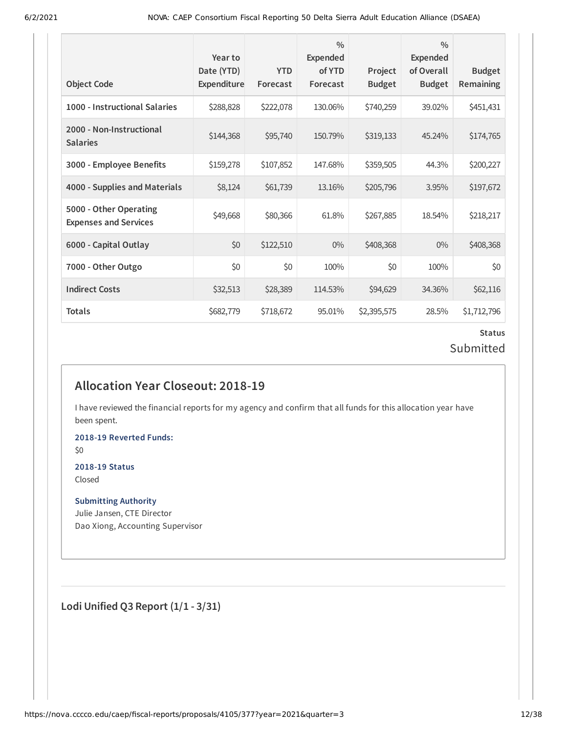| Object Code | Year to Date (YTD) Expenditure | YTD Forecast | % Expended of YTD Forecast | Project Budget | % Expended of Overall Budget | Budget Remaining |
|---|---|---|---|---|---|---|
| 1000 - Instructional Salaries | $288,828 | $222,078 | 130.06% | $740,259 | 39.02% | $451,431 |
| 2000 - Non-Instructional Salaries | $144,368 | $95,740 | 150.79% | $319,133 | 45.24% | $174,765 |
| 3000 - Employee Benefits | $159,278 | $107,852 | 147.68% | $359,505 | 44.3% | $200,227 |
| 4000 - Supplies and Materials | $8,124 | $61,739 | 13.16% | $205,796 | 3.95% | $197,672 |
| 5000 - Other Operating Expenses and Services | $49,668 | $80,366 | 61.8% | $267,885 | 18.54% | $218,217 |
| 6000 - Capital Outlay | $0 | $122,510 | 0% | $408,368 | 0% | $408,368 |
| 7000 - Other Outgo | $0 | $0 | 100% | $0 | 100% | $0 |
| Indirect Costs | $32,513 | $28,389 | 114.53% | $94,629 | 34.36% | $62,116 |
| Totals | $682,779 | $718,672 | 95.01% | $2,395,575 | 28.5% | $1,712,796 |

**Status**

Submitted

## Allocation Year Closeout: 2018-19

I have reviewed the financial reports for my agency and confirm that all funds for this allocation year have been spent.

**2018-19 Reverted Funds:**

$0

**2018-19 Status**

Closed

**Submitting Authority**

Julie Jansen, CTE Director

Dao Xiong, Accounting Supervisor

## Lodi Unified Q3 Report (1/1 - 3/31)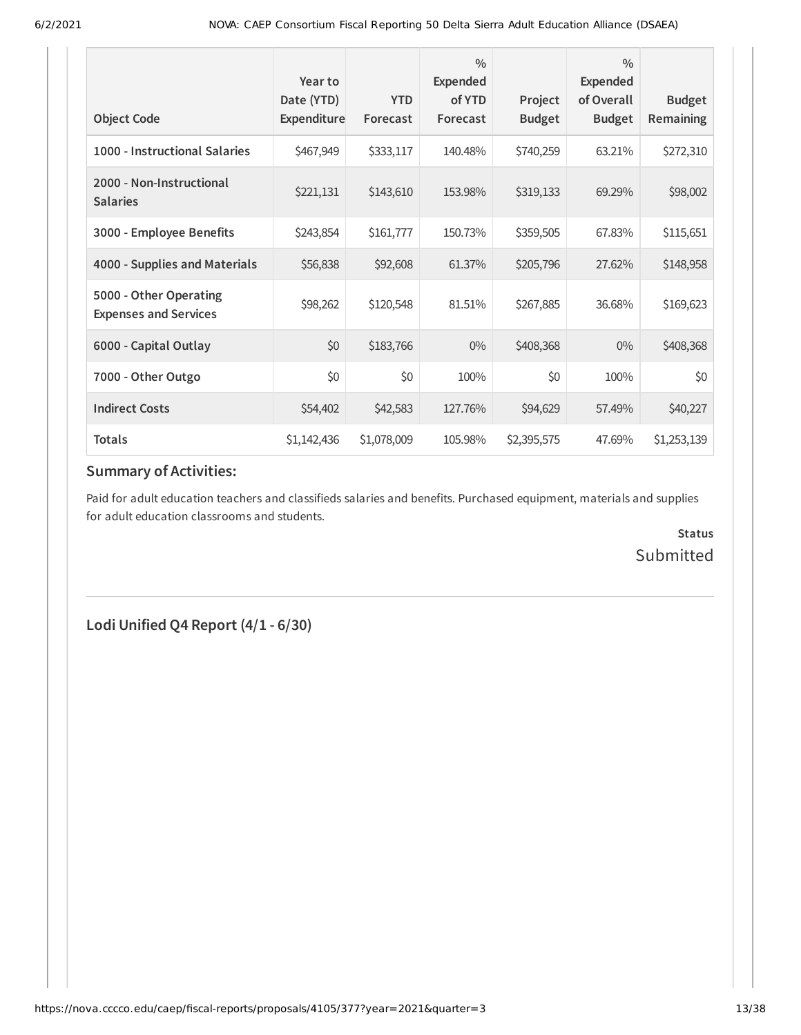| Object Code | Year to Date (YTD) Expenditure | YTD Forecast | % Expended of YTD Forecast | Project Budget | % Expended of Overall Budget | Budget Remaining |
|---|---|---|---|---|---|---|
| **1000 - Instructional Salaries** | $467,949 | $333,117 | 140.48% | $740,259 | 63.21% | $272,310 |
| **2000 - Non-Instructional Salaries** | $221,131 | $143,610 | 153.98% | $319,133 | 69.29% | $98,002 |
| **3000 - Employee Benefits** | $243,854 | $161,777 | 150.73% | $359,505 | 67.83% | $115,651 |
| **4000 - Supplies and Materials** | $56,838 | $92,608 | 61.37% | $205,796 | 27.62% | $148,958 |
| **5000 - Other Operating Expenses and Services** | $98,262 | $120,548 | 81.51% | $267,885 | 36.68% | $169,623 |
| **6000 - Capital Outlay** | $0 | $183,766 | 0% | $408,368 | 0% | $408,368 |
| **7000 - Other Outgo** | $0 | $0 | 100% | $0 | 100% | $0 |
| **Indirect Costs** | $54,402 | $42,583 | 127.76% | $94,629 | 57.49% | $40,227 |
| **Totals** | $1,142,436 | $1,078,009 | 105.98% | $2,395,575 | 47.69% | $1,253,139 |

### Summary of Activities:

Paid for adult education teachers and classifieds salaries and benefits. Purchased equipment, materials and supplies for adult education classrooms and students.

**Status**

Submitted

---

## Lodi Unified Q4 Report (4/1 - 6/30)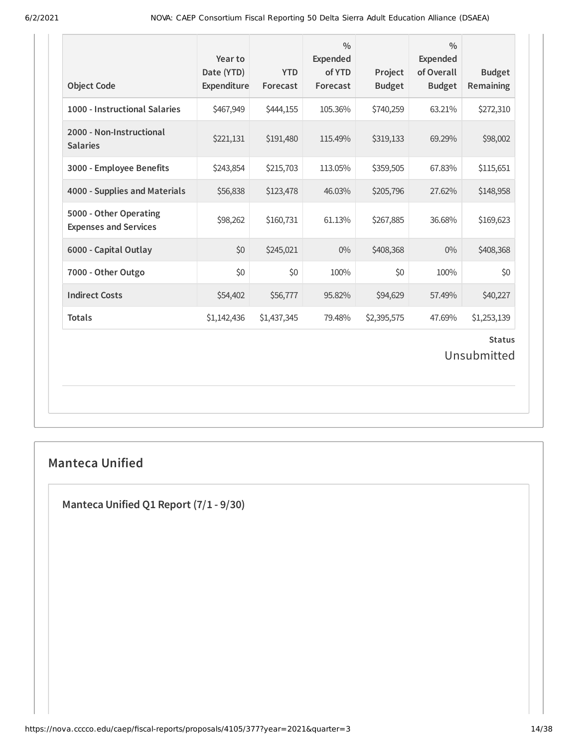| Object Code | Year to Date (YTD) Expenditure | YTD Forecast | % Expended of YTD Forecast | Project Budget | % Expended of Overall Budget | Budget Remaining |
|---|---|---|---|---|---|---|
| 1000 - Instructional Salaries | $467,949 | $444,155 | 105.36% | $740,259 | 63.21% | $272,310 |
| 2000 - Non-Instructional Salaries | $221,131 | $191,480 | 115.49% | $319,133 | 69.29% | $98,002 |
| 3000 - Employee Benefits | $243,854 | $215,703 | 113.05% | $359,505 | 67.83% | $115,651 |
| 4000 - Supplies and Materials | $56,838 | $123,478 | 46.03% | $205,796 | 27.62% | $148,958 |
| 5000 - Other Operating Expenses and Services | $98,262 | $160,731 | 61.13% | $267,885 | 36.68% | $169,623 |
| 6000 - Capital Outlay | $0 | $245,021 | 0% | $408,368 | 0% | $408,368 |
| 7000 - Other Outgo | $0 | $0 | 100% | $0 | 100% | $0 |
| Indirect Costs | $54,402 | $56,777 | 95.82% | $94,629 | 57.49% | $40,227 |
| Totals | $1,142,436 | $1,437,345 | 79.48% | $2,395,575 | 47.69% | $1,253,139 |

**Status**

Unsubmitted

## Manteca Unified

### Manteca Unified Q1 Report (7/1 - 9/30)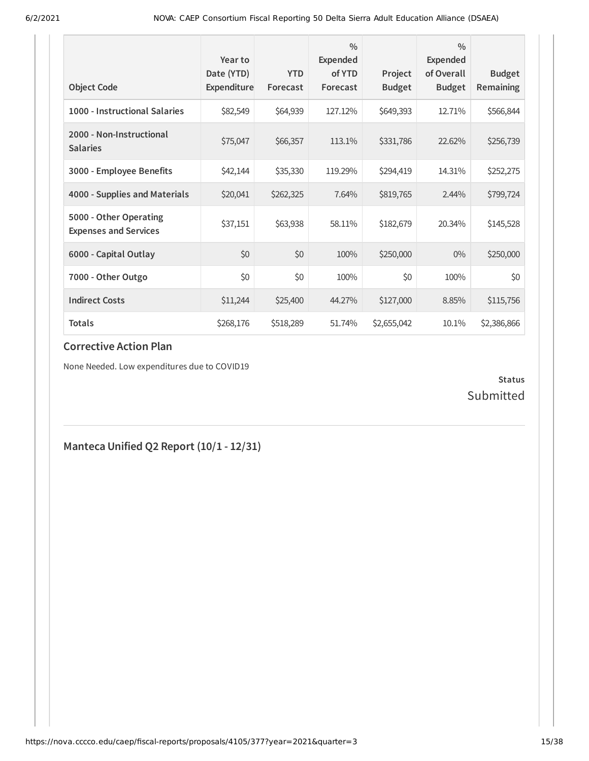| Object Code | Year to Date (YTD) Expenditure | YTD Forecast | % Expended of YTD Forecast | Project Budget | % Expended of Overall Budget | Budget Remaining |
|---|---|---|---|---|---|---|
| **1000 - Instructional Salaries** | $82,549 | $64,939 | 127.12% | $649,393 | 12.71% | $566,844 |
| **2000 - Non-Instructional Salaries** | $75,047 | $66,357 | 113.1% | $331,786 | 22.62% | $256,739 |
| **3000 - Employee Benefits** | $42,144 | $35,330 | 119.29% | $294,419 | 14.31% | $252,275 |
| **4000 - Supplies and Materials** | $20,041 | $262,325 | 7.64% | $819,765 | 2.44% | $799,724 |
| **5000 - Other Operating Expenses and Services** | $37,151 | $63,938 | 58.11% | $182,679 | 20.34% | $145,528 |
| **6000 - Capital Outlay** | $0 | $0 | 100% | $250,000 | 0% | $250,000 |
| **7000 - Other Outgo** | $0 | $0 | 100% | $0 | 100% | $0 |
| **Indirect Costs** | $11,244 | $25,400 | 44.27% | $127,000 | 8.85% | $115,756 |
| **Totals** | $268,176 | $518,289 | 51.74% | $2,655,042 | 10.1% | $2,386,866 |

### Corrective Action Plan

None Needed. Low expenditures due to COVID19

**Status**

Submitted

## Manteca Unified Q2 Report (10/1 - 12/31)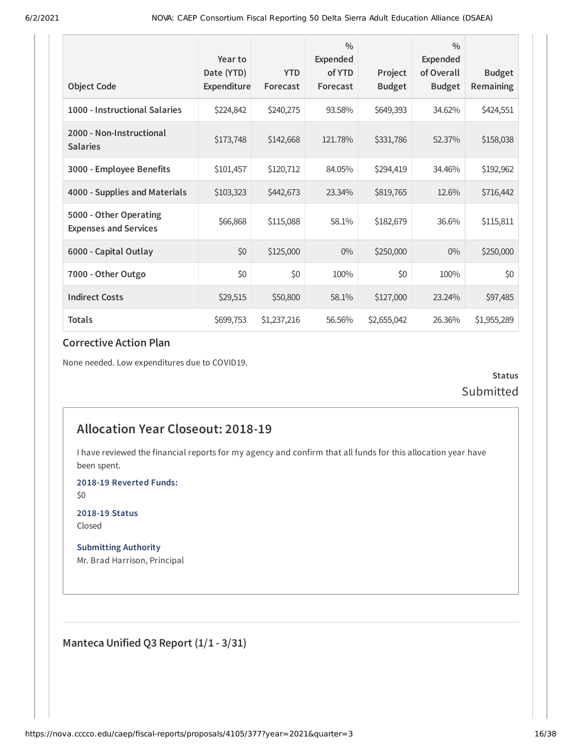| Object Code | Year to Date (YTD) Expenditure | YTD Forecast | % Expended of YTD Forecast | Project Budget | % Expended of Overall Budget | Budget Remaining |
|---|---|---|---|---|---|---|
| 1000 - Instructional Salaries | $224,842 | $240,275 | 93.58% | $649,393 | 34.62% | $424,551 |
| 2000 - Non-Instructional Salaries | $173,748 | $142,668 | 121.78% | $331,786 | 52.37% | $158,038 |
| 3000 - Employee Benefits | $101,457 | $120,712 | 84.05% | $294,419 | 34.46% | $192,962 |
| 4000 - Supplies and Materials | $103,323 | $442,673 | 23.34% | $819,765 | 12.6% | $716,442 |
| 5000 - Other Operating Expenses and Services | $66,868 | $115,088 | 58.1% | $182,679 | 36.6% | $115,811 |
| 6000 - Capital Outlay | $0 | $125,000 | 0% | $250,000 | 0% | $250,000 |
| 7000 - Other Outgo | $0 | $0 | 100% | $0 | 100% | $0 |
| Indirect Costs | $29,515 | $50,800 | 58.1% | $127,000 | 23.24% | $97,485 |
| Totals | $699,753 | $1,237,216 | 56.56% | $2,655,042 | 26.36% | $1,955,289 |

### Corrective Action Plan

None needed. Low expenditures due to COVID19.

**Status**

Submitted

## Allocation Year Closeout: 2018-19

I have reviewed the financial reports for my agency and confirm that all funds for this allocation year have been spent.

**2018-19 Reverted Funds:**

$0

**2018-19 Status**

Closed

**Submitting Authority**

Mr. Brad Harrison, Principal

### Manteca Unified Q3 Report (1/1 - 3/31)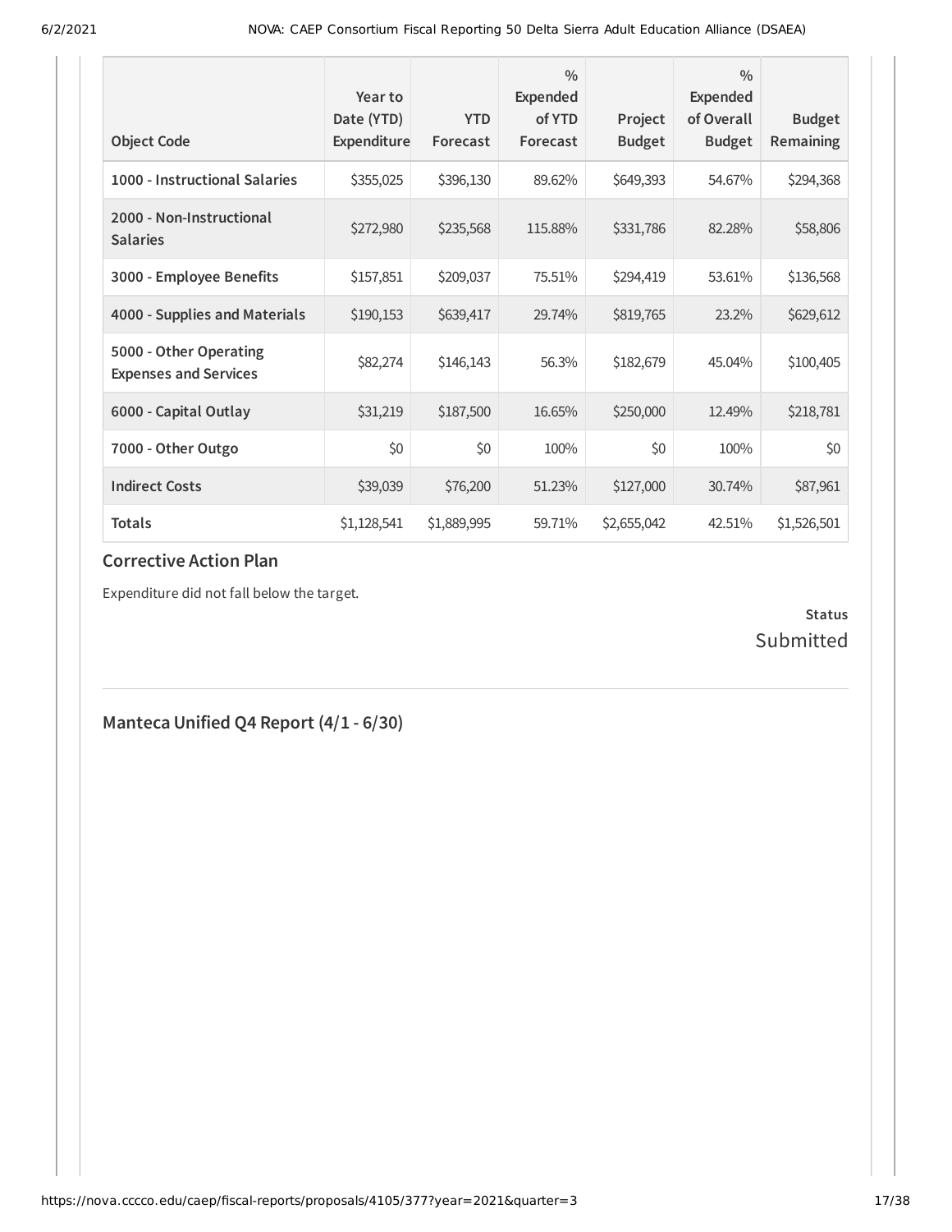| Object Code | Year to Date (YTD) Expenditure | YTD Forecast | % Expended of YTD Forecast | Project Budget | % Expended of Overall Budget | Budget Remaining |
|---|---|---|---|---|---|---|
| 1000 - Instructional Salaries | $355,025 | $396,130 | 89.62% | $649,393 | 54.67% | $294,368 |
| 2000 - Non-Instructional Salaries | $272,980 | $235,568 | 115.88% | $331,786 | 82.28% | $58,806 |
| 3000 - Employee Benefits | $157,851 | $209,037 | 75.51% | $294,419 | 53.61% | $136,568 |
| 4000 - Supplies and Materials | $190,153 | $639,417 | 29.74% | $819,765 | 23.2% | $629,612 |
| 5000 - Other Operating Expenses and Services | $82,274 | $146,143 | 56.3% | $182,679 | 45.04% | $100,405 |
| 6000 - Capital Outlay | $31,219 | $187,500 | 16.65% | $250,000 | 12.49% | $218,781 |
| 7000 - Other Outgo | $0 | $0 | 100% | $0 | 100% | $0 |
| Indirect Costs | $39,039 | $76,200 | 51.23% | $127,000 | 30.74% | $87,961 |
| Totals | $1,128,541 | $1,889,995 | 59.71% | $2,655,042 | 42.51% | $1,526,501 |

### Corrective Action Plan

Expenditure did not fall below the target.

**Status**
Submitted

## Manteca Unified Q4 Report (4/1 - 6/30)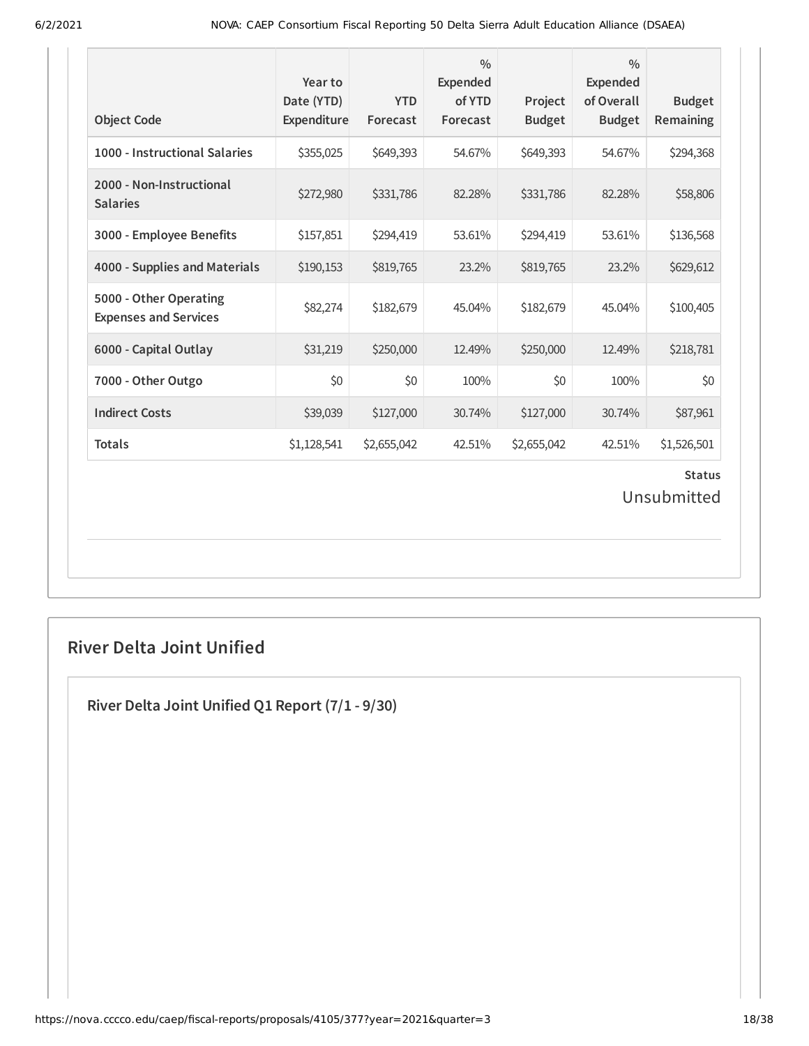| Object Code | Year to Date (YTD) Expenditure | YTD Forecast | % Expended of YTD Forecast | Project Budget | % Expended of Overall Budget | Budget Remaining |
|---|---|---|---|---|---|---|
| 1000 - Instructional Salaries | $355,025 | $649,393 | 54.67% | $649,393 | 54.67% | $294,368 |
| 2000 - Non-Instructional Salaries | $272,980 | $331,786 | 82.28% | $331,786 | 82.28% | $58,806 |
| 3000 - Employee Benefits | $157,851 | $294,419 | 53.61% | $294,419 | 53.61% | $136,568 |
| 4000 - Supplies and Materials | $190,153 | $819,765 | 23.2% | $819,765 | 23.2% | $629,612 |
| 5000 - Other Operating Expenses and Services | $82,274 | $182,679 | 45.04% | $182,679 | 45.04% | $100,405 |
| 6000 - Capital Outlay | $31,219 | $250,000 | 12.49% | $250,000 | 12.49% | $218,781 |
| 7000 - Other Outgo | $0 | $0 | 100% | $0 | 100% | $0 |
| Indirect Costs | $39,039 | $127,000 | 30.74% | $127,000 | 30.74% | $87,961 |
| Totals | $1,128,541 | $2,655,042 | 42.51% | $2,655,042 | 42.51% | $1,526,501 |

**Status**

Unsubmitted

## River Delta Joint Unified

### River Delta Joint Unified Q1 Report (7/1 - 9/30)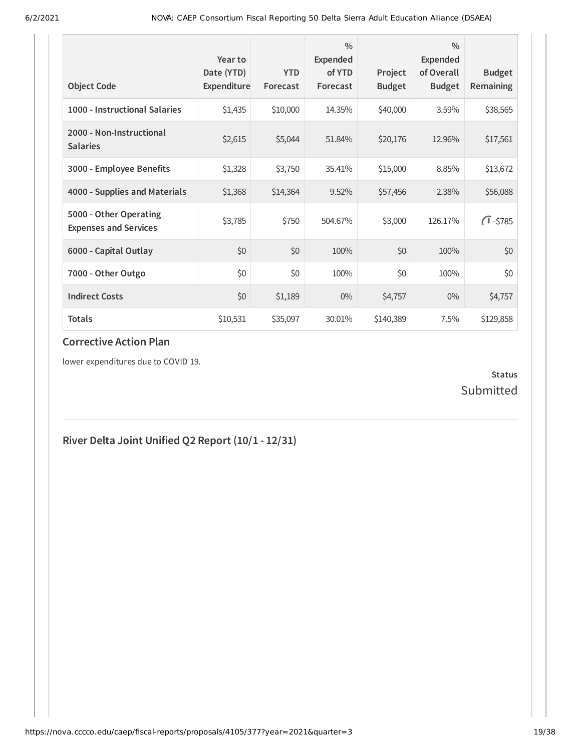| Object Code | Year to Date (YTD) Expenditure | YTD Forecast | % Expended of YTD Forecast | Project Budget | % Expended of Overall Budget | Budget Remaining |
|---|---|---|---|---|---|---|
| **1000 - Instructional Salaries** | $1,435 | $10,000 | 14.35% | $40,000 | 3.59% | $38,565 |
| **2000 - Non-Instructional Salaries** | $2,615 | $5,044 | 51.84% | $20,176 | 12.96% | $17,561 |
| **3000 - Employee Benefits** | $1,328 | $3,750 | 35.41% | $15,000 | 8.85% | $13,672 |
| **4000 - Supplies and Materials** | $1,368 | $14,364 | 9.52% | $57,456 | 2.38% | $56,088 |
| **5000 - Other Operating Expenses and Services** | $3,785 | $750 | 504.67% | $3,000 | 126.17% | -$785 |
| **6000 - Capital Outlay** | $0 | $0 | 100% | $0 | 100% | $0 |
| **7000 - Other Outgo** | $0 | $0 | 100% | $0 | 100% | $0 |
| **Indirect Costs** | $0 | $1,189 | 0% | $4,757 | 0% | $4,757 |
| **Totals** | $10,531 | $35,097 | 30.01% | $140,389 | 7.5% | $129,858 |

### Corrective Action Plan

lower expenditures due to COVID 19.

**Status**
Submitted

## River Delta Joint Unified Q2 Report (10/1 - 12/31)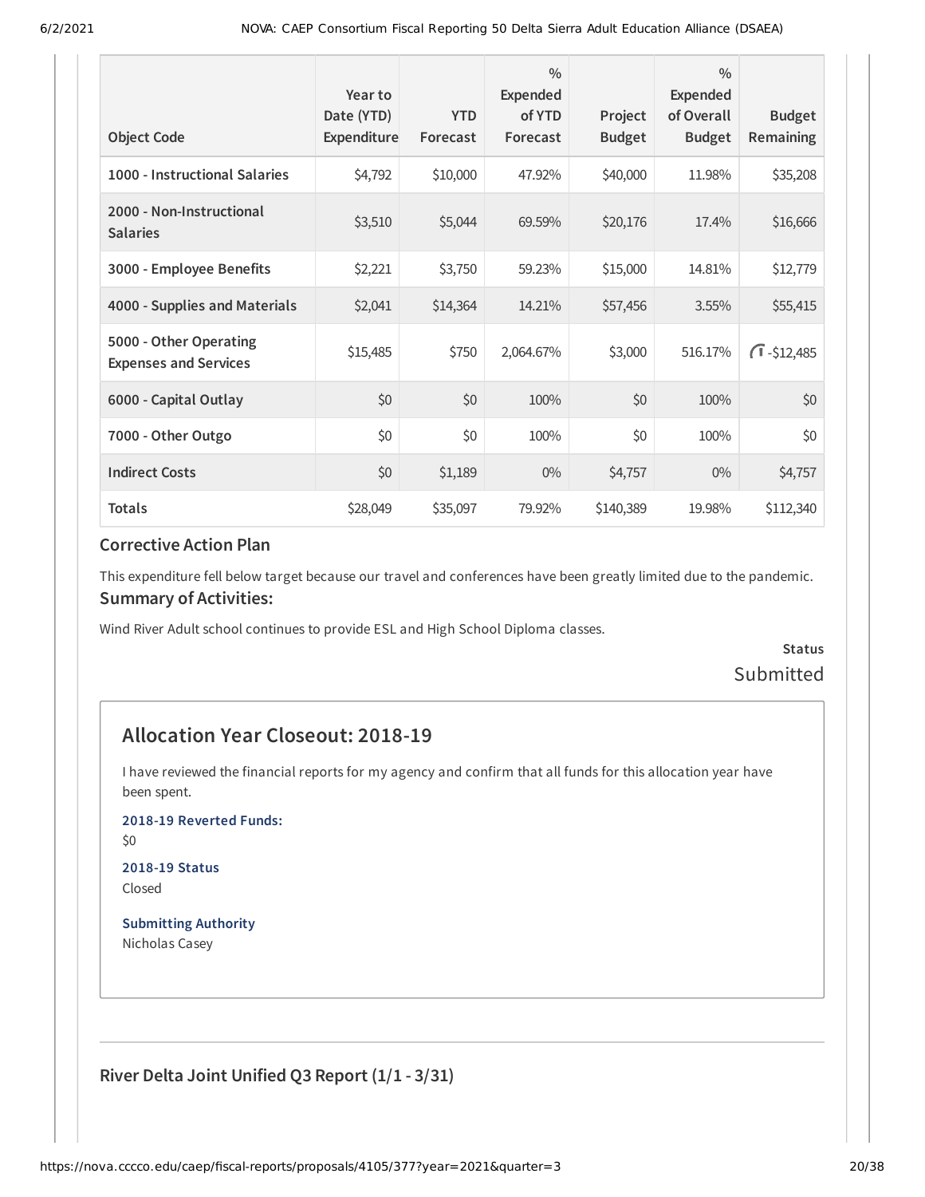| Object Code | Year to Date (YTD) Expenditure | YTD Forecast | % Expended of YTD Forecast | Project Budget | % Expended of Overall Budget | Budget Remaining |
|---|---|---|---|---|---|---|
| 1000 - Instructional Salaries | $4,792 | $10,000 | 47.92% | $40,000 | 11.98% | $35,208 |
| 2000 - Non-Instructional Salaries | $3,510 | $5,044 | 69.59% | $20,176 | 17.4% | $16,666 |
| 3000 - Employee Benefits | $2,221 | $3,750 | 59.23% | $15,000 | 14.81% | $12,779 |
| 4000 - Supplies and Materials | $2,041 | $14,364 | 14.21% | $57,456 | 3.55% | $55,415 |
| 5000 - Other Operating Expenses and Services | $15,485 | $750 | 2,064.67% | $3,000 | 516.17% | -$12,485 |
| 6000 - Capital Outlay | $0 | $0 | 100% | $0 | 100% | $0 |
| 7000 - Other Outgo | $0 | $0 | 100% | $0 | 100% | $0 |
| Indirect Costs | $0 | $1,189 | 0% | $4,757 | 0% | $4,757 |
| Totals | $28,049 | $35,097 | 79.92% | $140,389 | 19.98% | $112,340 |

### Corrective Action Plan

This expenditure fell below target because our travel and conferences have been greatly limited due to the pandemic.

### Summary of Activities:

Wind River Adult school continues to provide ESL and High School Diploma classes.

**Status**

Submitted

## Allocation Year Closeout: 2018-19

I have reviewed the financial reports for my agency and confirm that all funds for this allocation year have been spent.

**2018-19 Reverted Funds:**

$0

**2018-19 Status**

Closed

**Submitting Authority**

Nicholas Casey

### River Delta Joint Unified Q3 Report (1/1 - 3/31)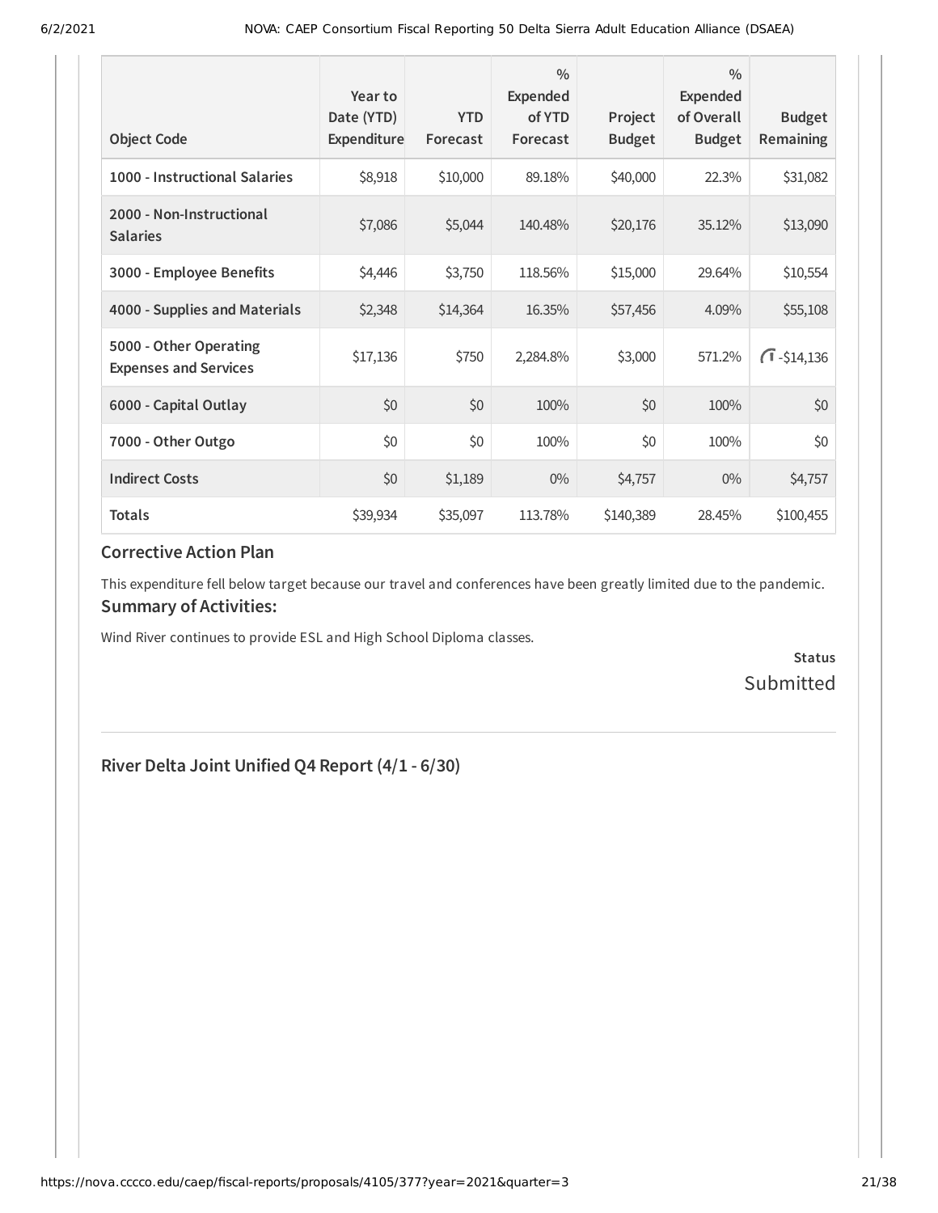| Object Code | Year to Date (YTD) Expenditure | YTD Forecast | % Expended of YTD Forecast | Project Budget | % Expended of Overall Budget | Budget Remaining |
|---|---|---|---|---|---|---|
| 1000 - Instructional Salaries | $8,918 | $10,000 | 89.18% | $40,000 | 22.3% | $31,082 |
| 2000 - Non-Instructional Salaries | $7,086 | $5,044 | 140.48% | $20,176 | 35.12% | $13,090 |
| 3000 - Employee Benefits | $4,446 | $3,750 | 118.56% | $15,000 | 29.64% | $10,554 |
| 4000 - Supplies and Materials | $2,348 | $14,364 | 16.35% | $57,456 | 4.09% | $55,108 |
| 5000 - Other Operating Expenses and Services | $17,136 | $750 | 2,284.8% | $3,000 | 571.2% | -$14,136 |
| 6000 - Capital Outlay | $0 | $0 | 100% | $0 | 100% | $0 |
| 7000 - Other Outgo | $0 | $0 | 100% | $0 | 100% | $0 |
| Indirect Costs | $0 | $1,189 | 0% | $4,757 | 0% | $4,757 |
| Totals | $39,934 | $35,097 | 113.78% | $140,389 | 28.45% | $100,455 |

### Corrective Action Plan

This expenditure fell below target because our travel and conferences have been greatly limited due to the pandemic.

### Summary of Activities:

Wind River continues to provide ESL and High School Diploma classes.

**Status**
Submitted

## River Delta Joint Unified Q4 Report (4/1 - 6/30)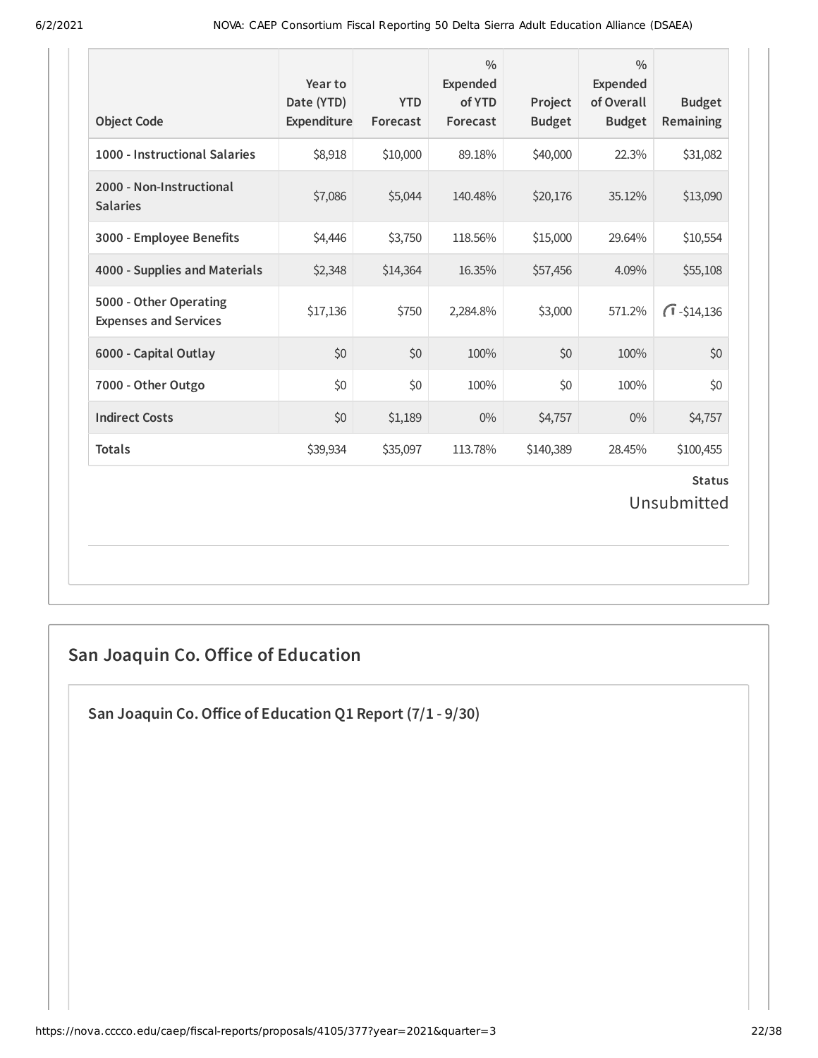| Object Code | Year to Date (YTD) Expenditure | YTD Forecast | % Expended of YTD Forecast | Project Budget | % Expended of Overall Budget | Budget Remaining |
|---|---|---|---|---|---|---|
| 1000 - Instructional Salaries | $8,918 | $10,000 | 89.18% | $40,000 | 22.3% | $31,082 |
| 2000 - Non-Instructional Salaries | $7,086 | $5,044 | 140.48% | $20,176 | 35.12% | $13,090 |
| 3000 - Employee Benefits | $4,446 | $3,750 | 118.56% | $15,000 | 29.64% | $10,554 |
| 4000 - Supplies and Materials | $2,348 | $14,364 | 16.35% | $57,456 | 4.09% | $55,108 |
| 5000 - Other Operating Expenses and Services | $17,136 | $750 | 2,284.8% | $3,000 | 571.2% | -$14,136 |
| 6000 - Capital Outlay | $0 | $0 | 100% | $0 | 100% | $0 |
| 7000 - Other Outgo | $0 | $0 | 100% | $0 | 100% | $0 |
| Indirect Costs | $0 | $1,189 | 0% | $4,757 | 0% | $4,757 |
| Totals | $39,934 | $35,097 | 113.78% | $140,389 | 28.45% | $100,455 |

**Status**

Unsubmitted

## San Joaquin Co. Office of Education

### San Joaquin Co. Office of Education Q1 Report (7/1 - 9/30)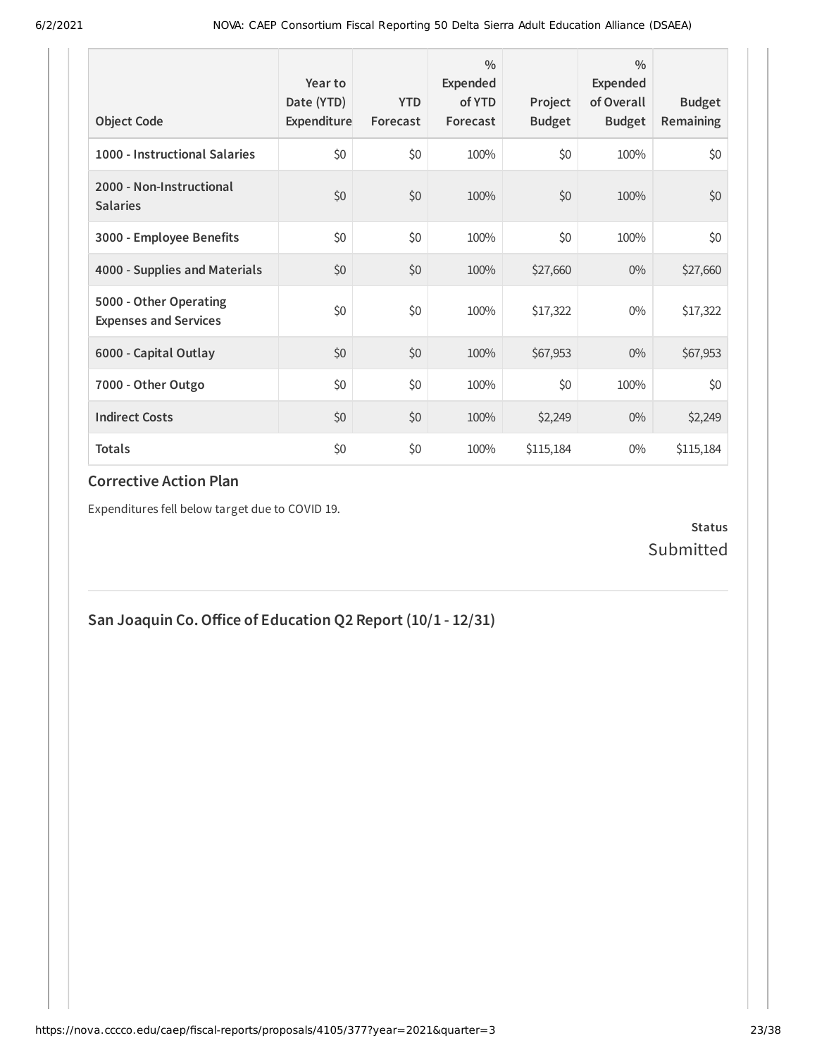| Object Code | Year to Date (YTD) Expenditure | YTD Forecast | % Expended of YTD Forecast | Project Budget | % Expended of Overall Budget | Budget Remaining |
|---|---|---|---|---|---|---|
| **1000 - Instructional Salaries** | $0 | $0 | 100% | $0 | 100% | $0 |
| **2000 - Non-Instructional Salaries** | $0 | $0 | 100% | $0 | 100% | $0 |
| **3000 - Employee Benefits** | $0 | $0 | 100% | $0 | 100% | $0 |
| **4000 - Supplies and Materials** | $0 | $0 | 100% | $27,660 | 0% | $27,660 |
| **5000 - Other Operating Expenses and Services** | $0 | $0 | 100% | $17,322 | 0% | $17,322 |
| **6000 - Capital Outlay** | $0 | $0 | 100% | $67,953 | 0% | $67,953 |
| **7000 - Other Outgo** | $0 | $0 | 100% | $0 | 100% | $0 |
| **Indirect Costs** | $0 | $0 | 100% | $2,249 | 0% | $2,249 |
| **Totals** | $0 | $0 | 100% | $115,184 | 0% | $115,184 |

### Corrective Action Plan

Expenditures fell below target due to COVID 19.

**Status**
Submitted

## San Joaquin Co. Office of Education Q2 Report (10/1 - 12/31)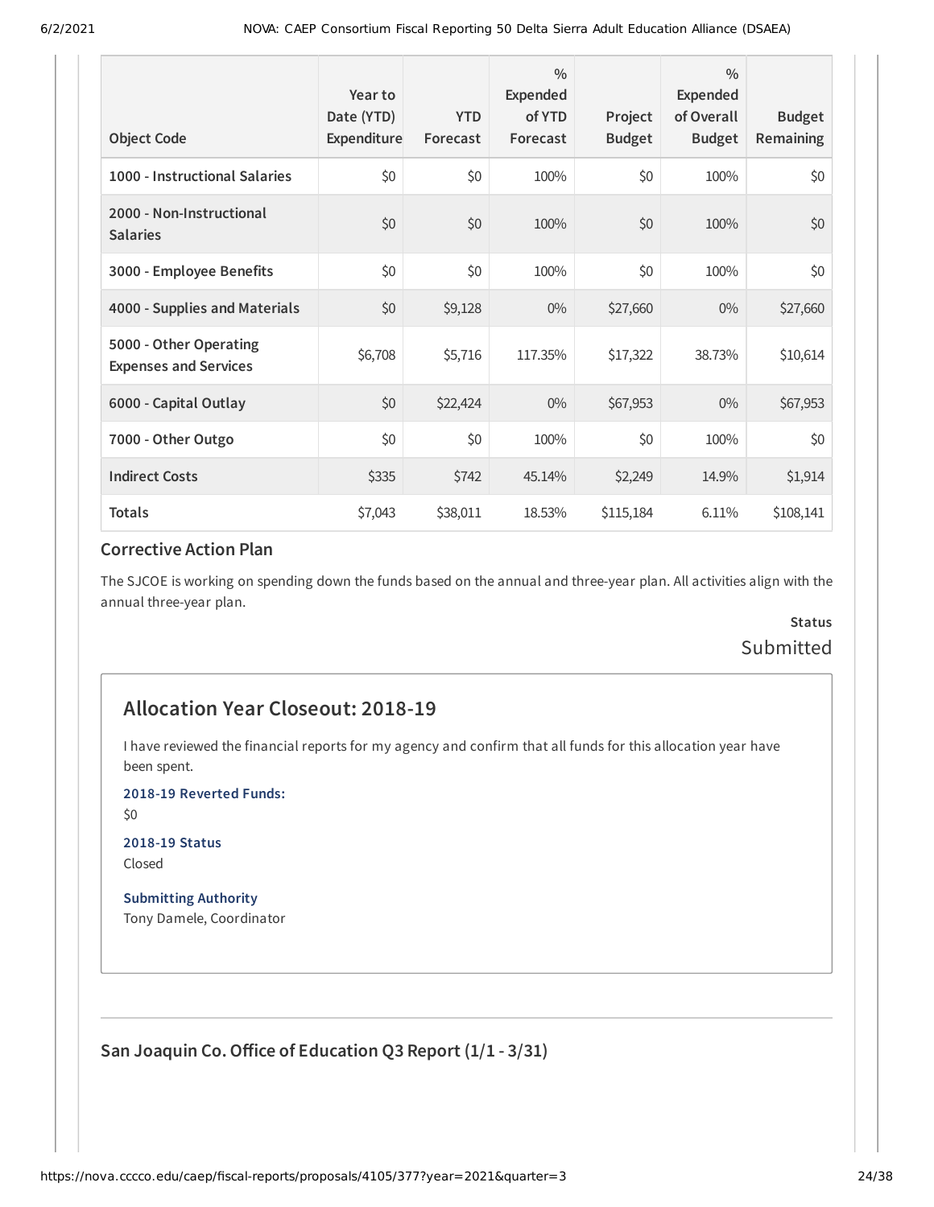| Object Code | Year to Date (YTD) Expenditure | YTD Forecast | % Expended of YTD Forecast | Project Budget | % Expended of Overall Budget | Budget Remaining |
|---|---|---|---|---|---|---|
| 1000 - Instructional Salaries | $0 | $0 | 100% | $0 | 100% | $0 |
| 2000 - Non-Instructional Salaries | $0 | $0 | 100% | $0 | 100% | $0 |
| 3000 - Employee Benefits | $0 | $0 | 100% | $0 | 100% | $0 |
| 4000 - Supplies and Materials | $0 | $9,128 | 0% | $27,660 | 0% | $27,660 |
| 5000 - Other Operating Expenses and Services | $6,708 | $5,716 | 117.35% | $17,322 | 38.73% | $10,614 |
| 6000 - Capital Outlay | $0 | $22,424 | 0% | $67,953 | 0% | $67,953 |
| 7000 - Other Outgo | $0 | $0 | 100% | $0 | 100% | $0 |
| Indirect Costs | $335 | $742 | 45.14% | $2,249 | 14.9% | $1,914 |
| Totals | $7,043 | $38,011 | 18.53% | $115,184 | 6.11% | $108,141 |

### Corrective Action Plan

The SJCOE is working on spending down the funds based on the annual and three-year plan. All activities align with the annual three-year plan.

**Status**

Submitted

## Allocation Year Closeout: 2018-19

I have reviewed the financial reports for my agency and confirm that all funds for this allocation year have been spent.

**2018-19 Reverted Funds:**

$0

**2018-19 Status**

Closed

**Submitting Authority**

Tony Damele, Coordinator

### San Joaquin Co. Office of Education Q3 Report (1/1 - 3/31)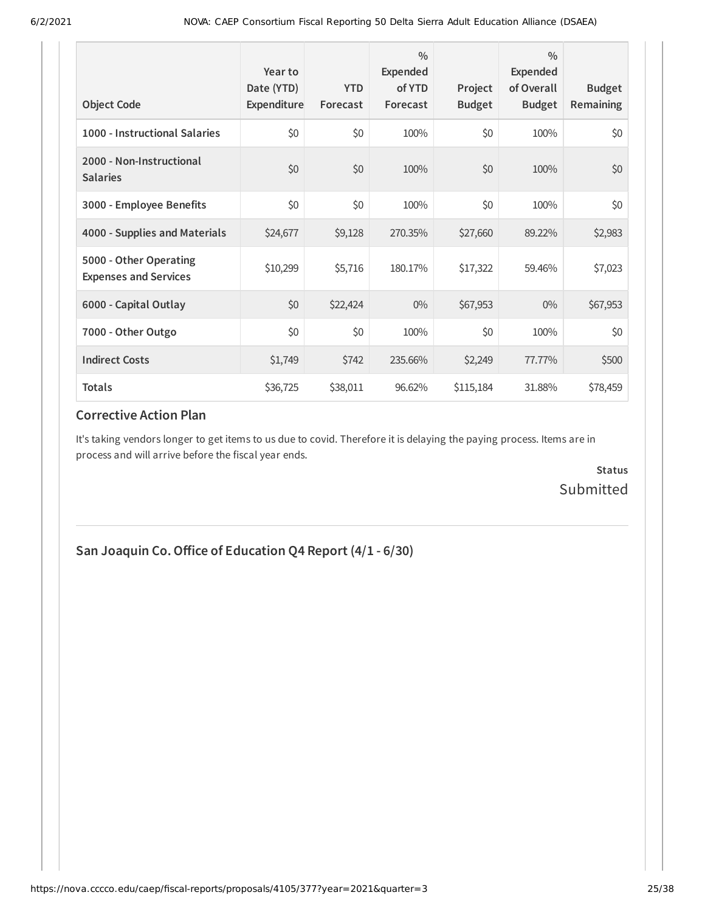| Object Code | Year to Date (YTD) Expenditure | YTD Forecast | % Expended of YTD Forecast | Project Budget | % Expended of Overall Budget | Budget Remaining |
|---|---|---|---|---|---|---|
| **1000 - Instructional Salaries** | $0 | $0 | 100% | $0 | 100% | $0 |
| **2000 - Non-Instructional Salaries** | $0 | $0 | 100% | $0 | 100% | $0 |
| **3000 - Employee Benefits** | $0 | $0 | 100% | $0 | 100% | $0 |
| **4000 - Supplies and Materials** | $24,677 | $9,128 | 270.35% | $27,660 | 89.22% | $2,983 |
| **5000 - Other Operating Expenses and Services** | $10,299 | $5,716 | 180.17% | $17,322 | 59.46% | $7,023 |
| **6000 - Capital Outlay** | $0 | $22,424 | 0% | $67,953 | 0% | $67,953 |
| **7000 - Other Outgo** | $0 | $0 | 100% | $0 | 100% | $0 |
| **Indirect Costs** | $1,749 | $742 | 235.66% | $2,249 | 77.77% | $500 |
| **Totals** | $36,725 | $38,011 | 96.62% | $115,184 | 31.88% | $78,459 |

### Corrective Action Plan

It's taking vendors longer to get items to us due to covid. Therefore it is delaying the paying process. Items are in process and will arrive before the fiscal year ends.

**Status**

Submitted

---

## San Joaquin Co. Office of Education Q4 Report (4/1 - 6/30)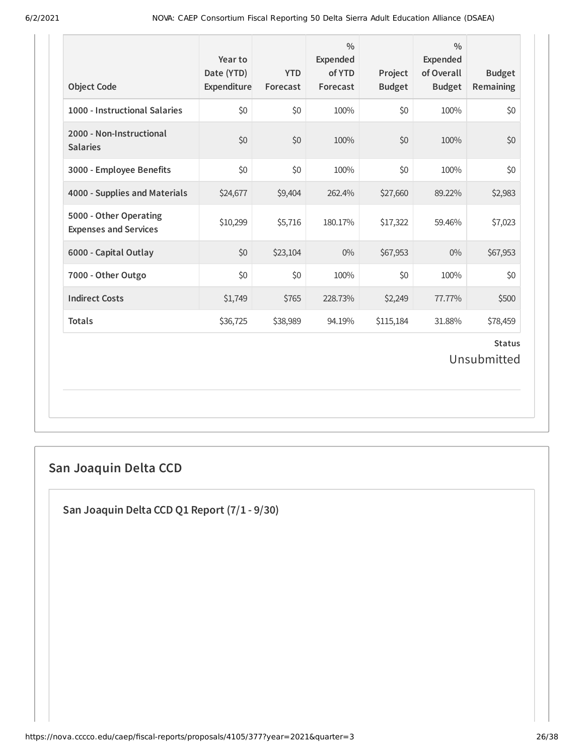| Object Code | Year to Date (YTD) Expenditure | YTD Forecast | % Expended of YTD Forecast | Project Budget | % Expended of Overall Budget | Budget Remaining |
|---|---|---|---|---|---|---|
| **1000 - Instructional Salaries** | $0 | $0 | 100% | $0 | 100% | $0 |
| **2000 - Non-Instructional Salaries** | $0 | $0 | 100% | $0 | 100% | $0 |
| **3000 - Employee Benefits** | $0 | $0 | 100% | $0 | 100% | $0 |
| **4000 - Supplies and Materials** | $24,677 | $9,404 | 262.4% | $27,660 | 89.22% | $2,983 |
| **5000 - Other Operating Expenses and Services** | $10,299 | $5,716 | 180.17% | $17,322 | 59.46% | $7,023 |
| **6000 - Capital Outlay** | $0 | $23,104 | 0% | $67,953 | 0% | $67,953 |
| **7000 - Other Outgo** | $0 | $0 | 100% | $0 | 100% | $0 |
| **Indirect Costs** | $1,749 | $765 | 228.73% | $2,249 | 77.77% | $500 |
| **Totals** | $36,725 | $38,989 | 94.19% | $115,184 | 31.88% | $78,459 |

**Status**

Unsubmitted

## San Joaquin Delta CCD

### San Joaquin Delta CCD Q1 Report (7/1 - 9/30)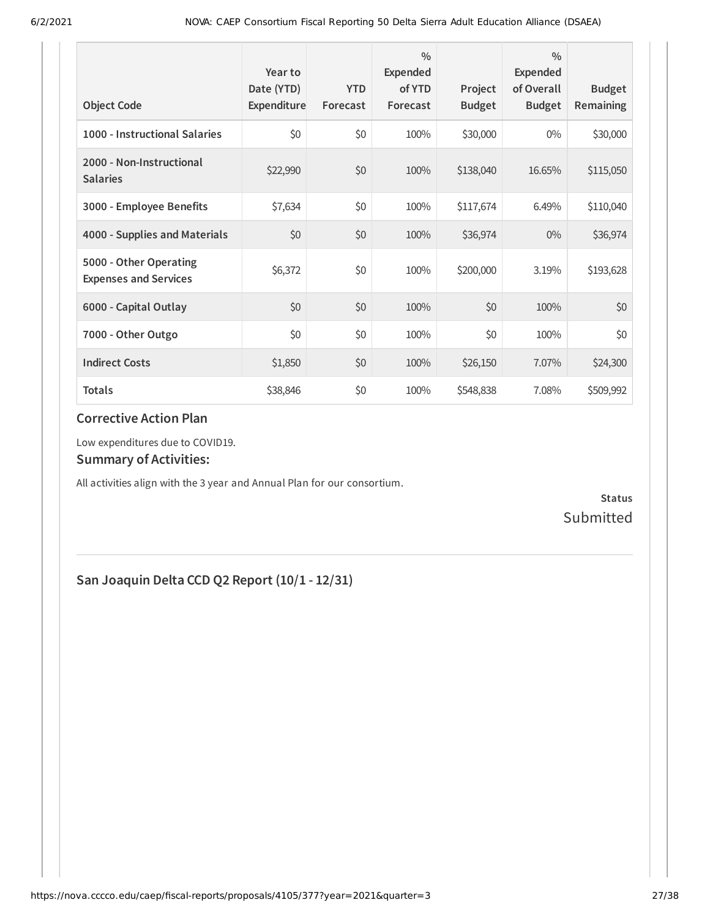| Object Code | Year to Date (YTD) Expenditure | YTD Forecast | % Expended of YTD Forecast | Project Budget | % Expended of Overall Budget | Budget Remaining |
|---|---|---|---|---|---|---|
| **1000 - Instructional Salaries** | $0 | $0 | 100% | $30,000 | 0% | $30,000 |
| **2000 - Non-Instructional Salaries** | $22,990 | $0 | 100% | $138,040 | 16.65% | $115,050 |
| **3000 - Employee Benefits** | $7,634 | $0 | 100% | $117,674 | 6.49% | $110,040 |
| **4000 - Supplies and Materials** | $0 | $0 | 100% | $36,974 | 0% | $36,974 |
| **5000 - Other Operating Expenses and Services** | $6,372 | $0 | 100% | $200,000 | 3.19% | $193,628 |
| **6000 - Capital Outlay** | $0 | $0 | 100% | $0 | 100% | $0 |
| **7000 - Other Outgo** | $0 | $0 | 100% | $0 | 100% | $0 |
| **Indirect Costs** | $1,850 | $0 | 100% | $26,150 | 7.07% | $24,300 |
| **Totals** | $38,846 | $0 | 100% | $548,838 | 7.08% | $509,992 |

### Corrective Action Plan

Low expenditures due to COVID19.

### Summary of Activities:

All activities align with the 3 year and Annual Plan for our consortium.

**Status**
Submitted

## San Joaquin Delta CCD Q2 Report (10/1 - 12/31)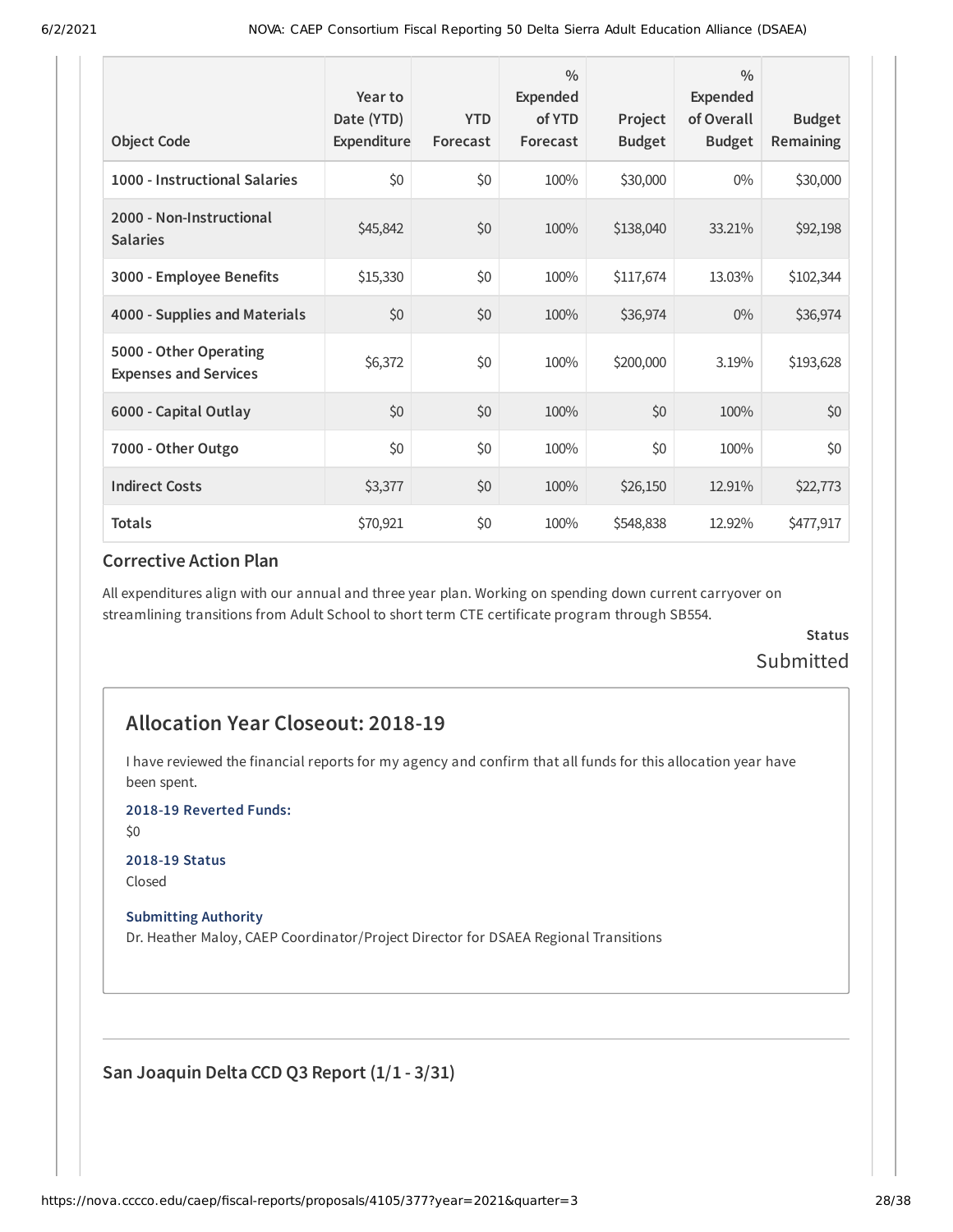| Object Code | Year to Date (YTD) Expenditure | YTD Forecast | % Expended of YTD Forecast | Project Budget | % Expended of Overall Budget | Budget Remaining |
|---|---|---|---|---|---|---|
| 1000 - Instructional Salaries | $0 | $0 | 100% | $30,000 | 0% | $30,000 |
| 2000 - Non-Instructional Salaries | $45,842 | $0 | 100% | $138,040 | 33.21% | $92,198 |
| 3000 - Employee Benefits | $15,330 | $0 | 100% | $117,674 | 13.03% | $102,344 |
| 4000 - Supplies and Materials | $0 | $0 | 100% | $36,974 | 0% | $36,974 |
| 5000 - Other Operating Expenses and Services | $6,372 | $0 | 100% | $200,000 | 3.19% | $193,628 |
| 6000 - Capital Outlay | $0 | $0 | 100% | $0 | 100% | $0 |
| 7000 - Other Outgo | $0 | $0 | 100% | $0 | 100% | $0 |
| Indirect Costs | $3,377 | $0 | 100% | $26,150 | 12.91% | $22,773 |
| Totals | $70,921 | $0 | 100% | $548,838 | 12.92% | $477,917 |

### Corrective Action Plan

All expenditures align with our annual and three year plan. Working on spending down current carryover on streamlining transitions from Adult School to short term CTE certificate program through SB554.

**Status**

Submitted

## Allocation Year Closeout: 2018-19

I have reviewed the financial reports for my agency and confirm that all funds for this allocation year have been spent.

**2018-19 Reverted Funds:**

$0

**2018-19 Status**

Closed

**Submitting Authority**

Dr. Heather Maloy, CAEP Coordinator/Project Director for DSAEA Regional Transitions

### San Joaquin Delta CCD Q3 Report (1/1 - 3/31)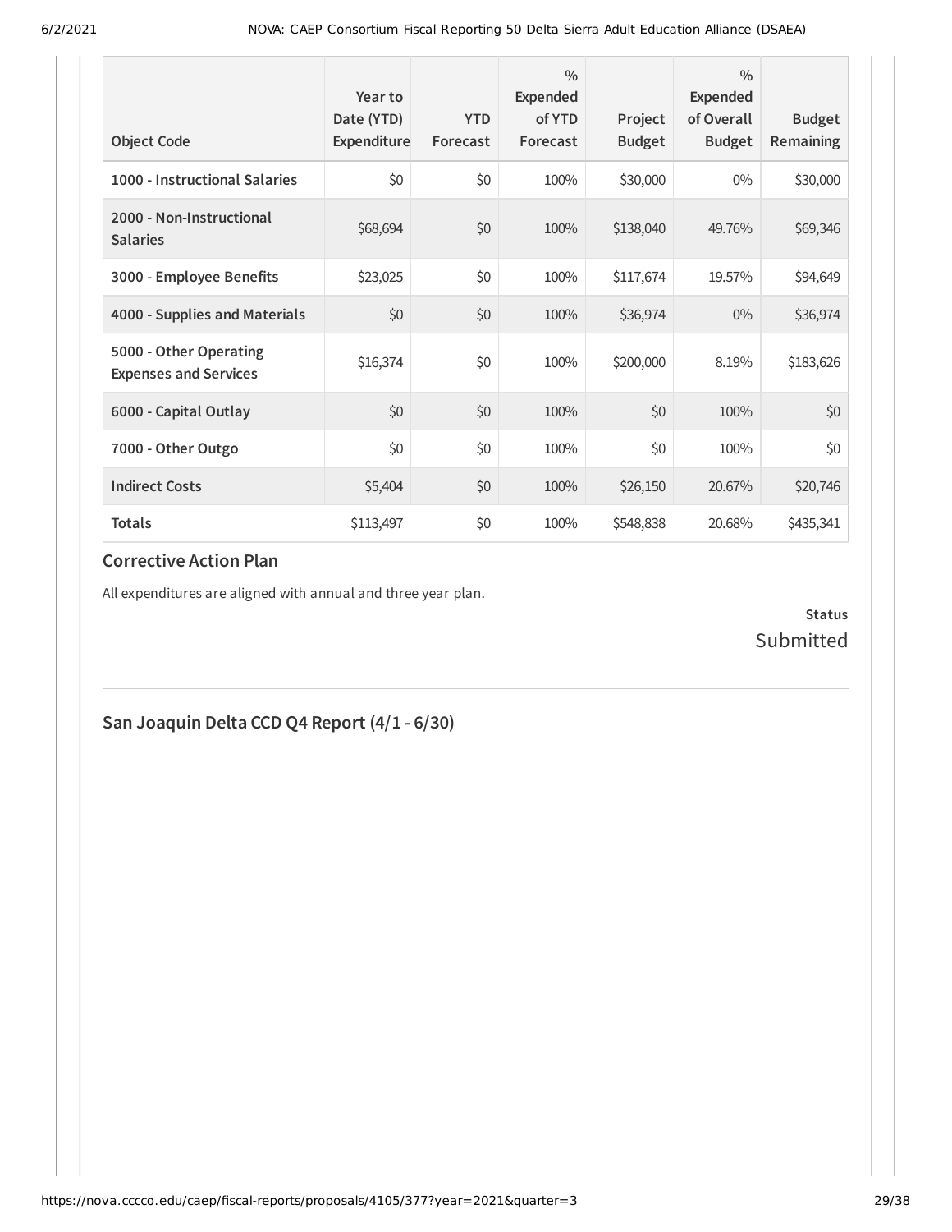| Object Code | Year to Date (YTD) Expenditure | YTD Forecast | % Expended of YTD Forecast | Project Budget | % Expended of Overall Budget | Budget Remaining |
|---|---|---|---|---|---|---|
| **1000 - Instructional Salaries** | $0 | $0 | 100% | $30,000 | 0% | $30,000 |
| **2000 - Non-Instructional Salaries** | $68,694 | $0 | 100% | $138,040 | 49.76% | $69,346 |
| **3000 - Employee Benefits** | $23,025 | $0 | 100% | $117,674 | 19.57% | $94,649 |
| **4000 - Supplies and Materials** | $0 | $0 | 100% | $36,974 | 0% | $36,974 |
| **5000 - Other Operating Expenses and Services** | $16,374 | $0 | 100% | $200,000 | 8.19% | $183,626 |
| **6000 - Capital Outlay** | $0 | $0 | 100% | $0 | 100% | $0 |
| **7000 - Other Outgo** | $0 | $0 | 100% | $0 | 100% | $0 |
| **Indirect Costs** | $5,404 | $0 | 100% | $26,150 | 20.67% | $20,746 |
| **Totals** | $113,497 | $0 | 100% | $548,838 | 20.68% | $435,341 |

### Corrective Action Plan

All expenditures are aligned with annual and three year plan.

**Status**
Submitted

## San Joaquin Delta CCD Q4 Report (4/1 - 6/30)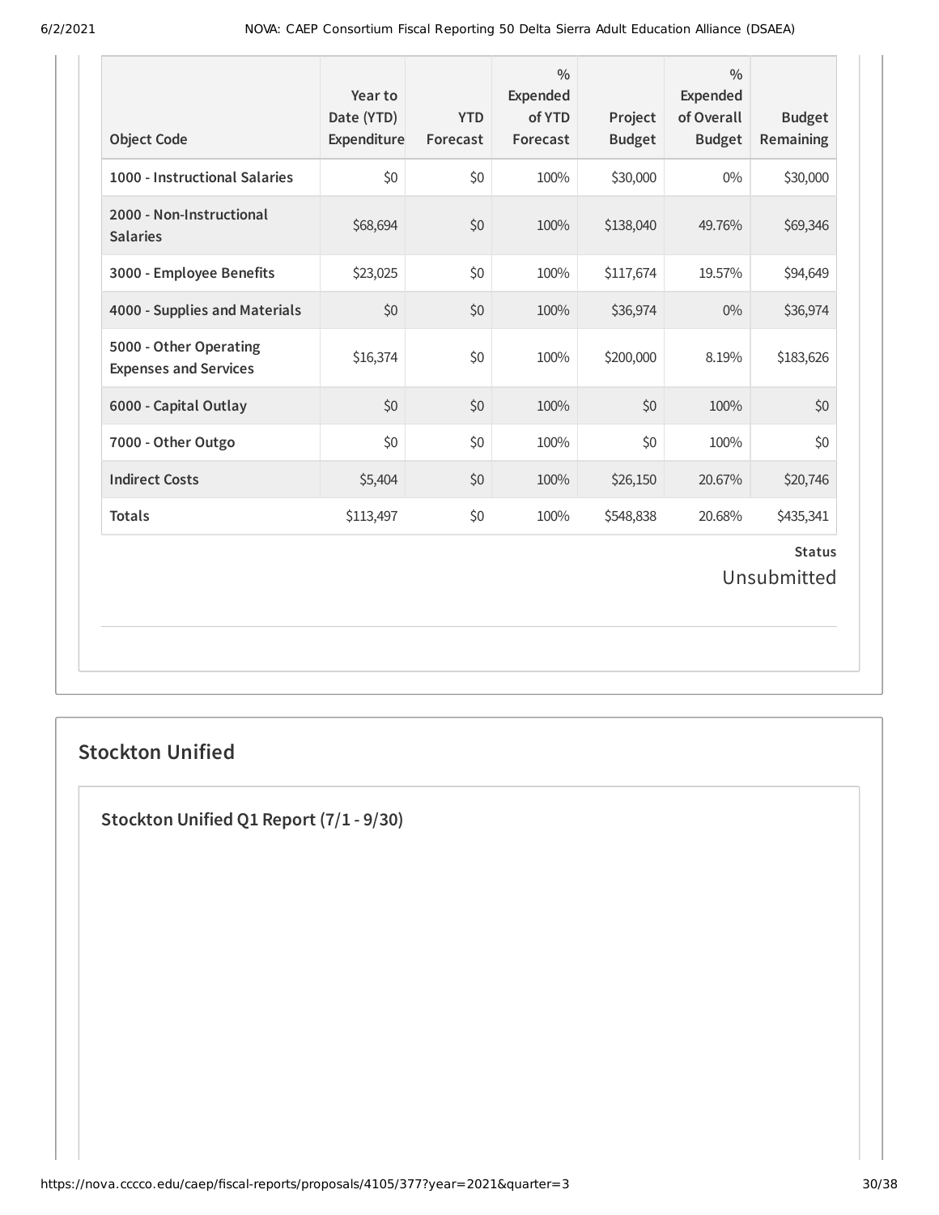| Object Code | Year to Date (YTD) Expenditure | YTD Forecast | % Expended of YTD Forecast | Project Budget | % Expended of Overall Budget | Budget Remaining |
|---|---|---|---|---|---|---|
| **1000 - Instructional Salaries** | $0 | $0 | 100% | $30,000 | 0% | $30,000 |
| **2000 - Non-Instructional Salaries** | $68,694 | $0 | 100% | $138,040 | 49.76% | $69,346 |
| **3000 - Employee Benefits** | $23,025 | $0 | 100% | $117,674 | 19.57% | $94,649 |
| **4000 - Supplies and Materials** | $0 | $0 | 100% | $36,974 | 0% | $36,974 |
| **5000 - Other Operating Expenses and Services** | $16,374 | $0 | 100% | $200,000 | 8.19% | $183,626 |
| **6000 - Capital Outlay** | $0 | $0 | 100% | $0 | 100% | $0 |
| **7000 - Other Outgo** | $0 | $0 | 100% | $0 | 100% | $0 |
| **Indirect Costs** | $5,404 | $0 | 100% | $26,150 | 20.67% | $20,746 |
| **Totals** | $113,497 | $0 | 100% | $548,838 | 20.68% | $435,341 |

**Status**

Unsubmitted

## Stockton Unified

### Stockton Unified Q1 Report (7/1 - 9/30)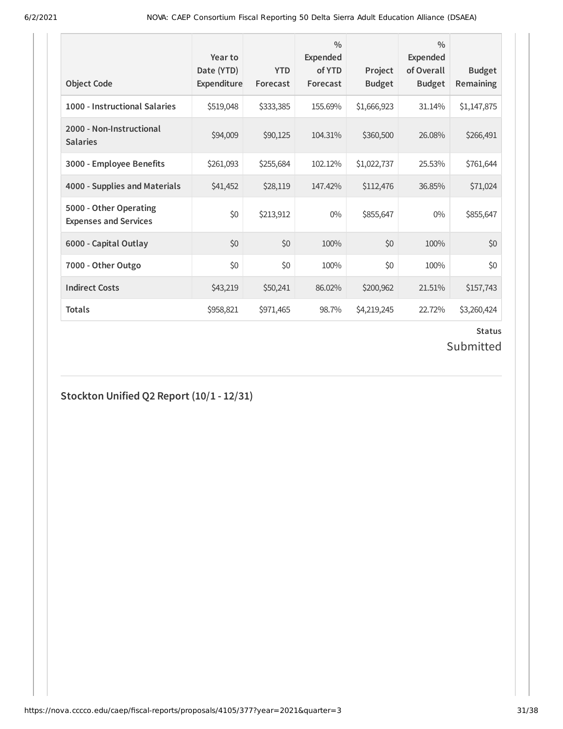| Object Code | Year to Date (YTD) Expenditure | YTD Forecast | % Expended of YTD Forecast | Project Budget | % Expended of Overall Budget | Budget Remaining |
|---|---|---|---|---|---|---|
| 1000 - Instructional Salaries | $519,048 | $333,385 | 155.69% | $1,666,923 | 31.14% | $1,147,875 |
| 2000 - Non-Instructional Salaries | $94,009 | $90,125 | 104.31% | $360,500 | 26.08% | $266,491 |
| 3000 - Employee Benefits | $261,093 | $255,684 | 102.12% | $1,022,737 | 25.53% | $761,644 |
| 4000 - Supplies and Materials | $41,452 | $28,119 | 147.42% | $112,476 | 36.85% | $71,024 |
| 5000 - Other Operating Expenses and Services | $0 | $213,912 | 0% | $855,647 | 0% | $855,647 |
| 6000 - Capital Outlay | $0 | $0 | 100% | $0 | 100% | $0 |
| 7000 - Other Outgo | $0 | $0 | 100% | $0 | 100% | $0 |
| Indirect Costs | $43,219 | $50,241 | 86.02% | $200,962 | 21.51% | $157,743 |
| Totals | $958,821 | $971,465 | 98.7% | $4,219,245 | 22.72% | $3,260,424 |

**Status**

Submitted

## Stockton Unified Q2 Report (10/1 - 12/31)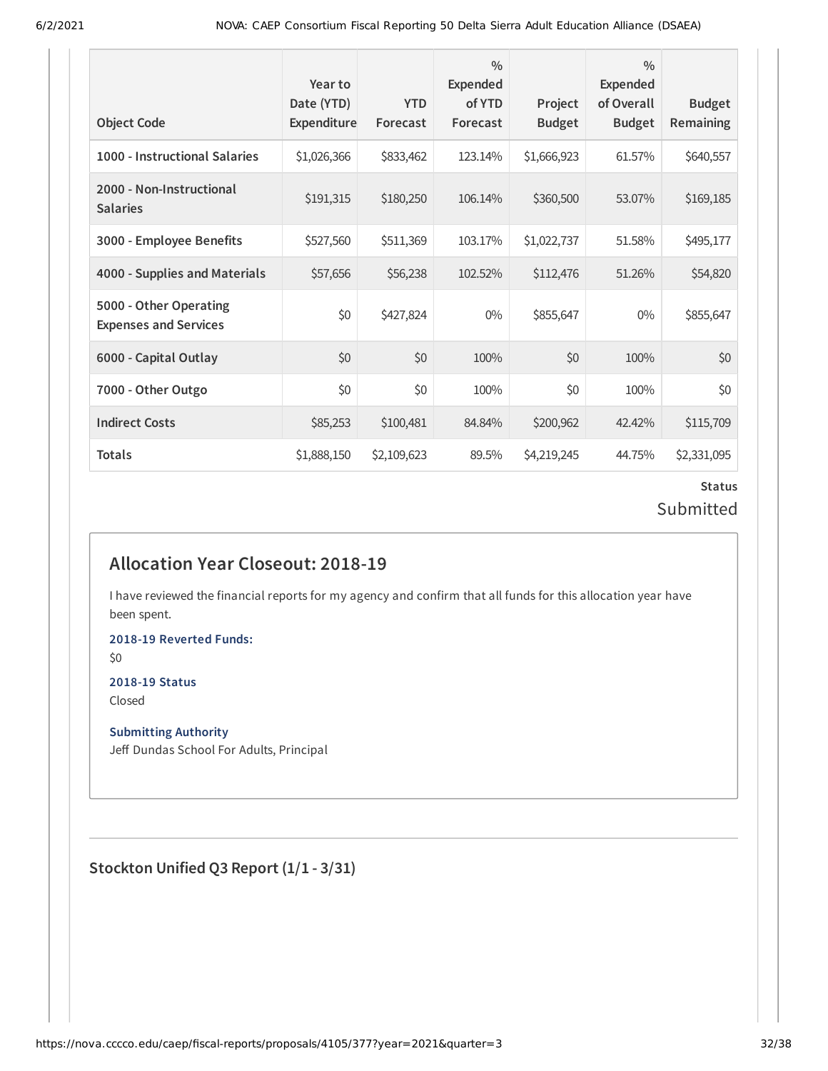| Object Code | Year to Date (YTD) Expenditure | YTD Forecast | % Expended of YTD Forecast | Project Budget | % Expended of Overall Budget | Budget Remaining |
| --- | --- | --- | --- | --- | --- | --- |
| 1000 - Instructional Salaries | $1,026,366 | $833,462 | 123.14% | $1,666,923 | 61.57% | $640,557 |
| 2000 - Non-Instructional Salaries | $191,315 | $180,250 | 106.14% | $360,500 | 53.07% | $169,185 |
| 3000 - Employee Benefits | $527,560 | $511,369 | 103.17% | $1,022,737 | 51.58% | $495,177 |
| 4000 - Supplies and Materials | $57,656 | $56,238 | 102.52% | $112,476 | 51.26% | $54,820 |
| 5000 - Other Operating Expenses and Services | $0 | $427,824 | 0% | $855,647 | 0% | $855,647 |
| 6000 - Capital Outlay | $0 | $0 | 100% | $0 | 100% | $0 |
| 7000 - Other Outgo | $0 | $0 | 100% | $0 | 100% | $0 |
| Indirect Costs | $85,253 | $100,481 | 84.84% | $200,962 | 42.42% | $115,709 |
| Totals | $1,888,150 | $2,109,623 | 89.5% | $4,219,245 | 44.75% | $2,331,095 |

**Status**

Submitted

## Allocation Year Closeout: 2018-19

I have reviewed the financial reports for my agency and confirm that all funds for this allocation year have been spent.

**2018-19 Reverted Funds:**

$0

**2018-19 Status**

Closed

**Submitting Authority**

Jeff Dundas School For Adults, Principal

## Stockton Unified Q3 Report (1/1 - 3/31)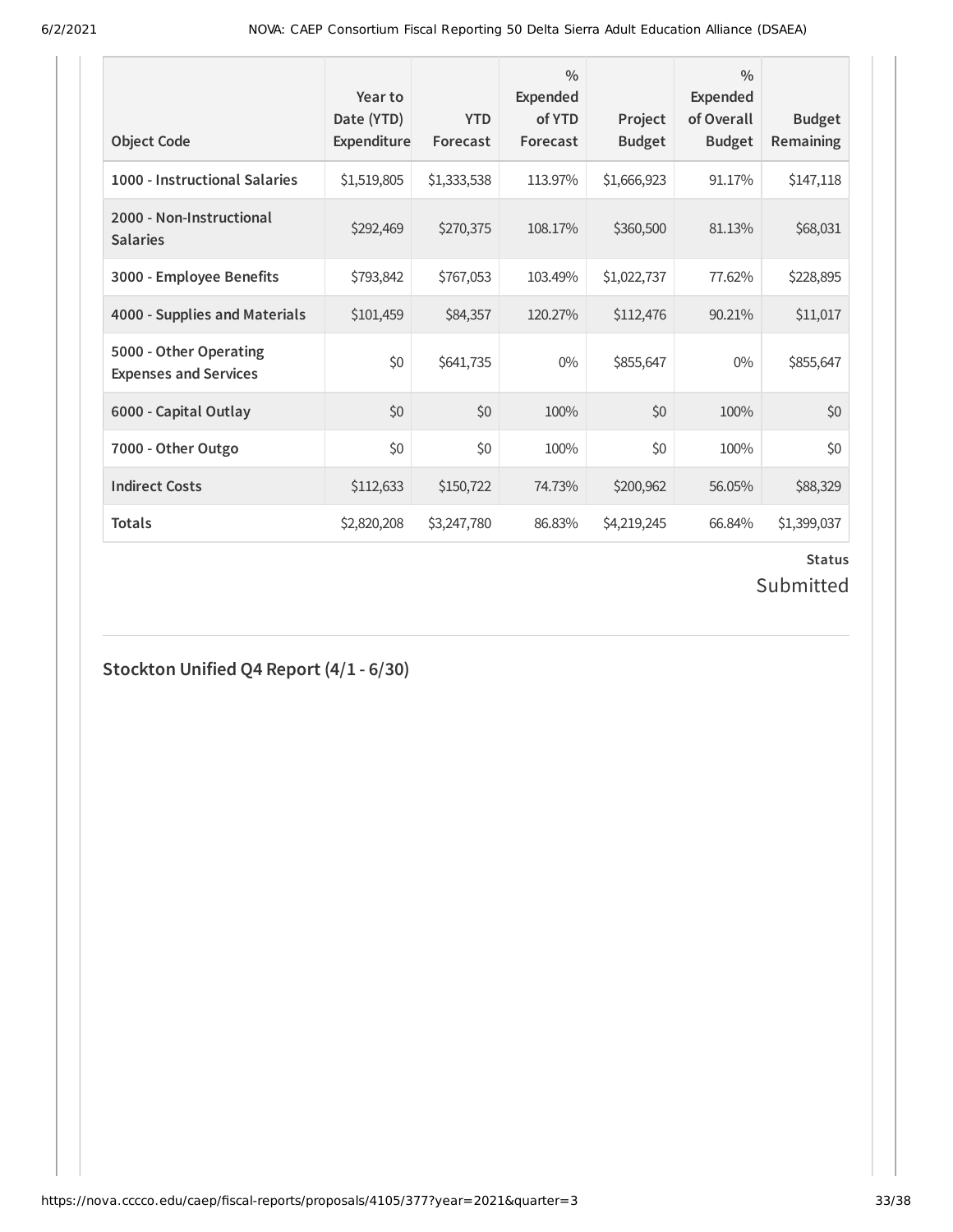| Object Code | Year to Date (YTD) Expenditure | YTD Forecast | % Expended of YTD Forecast | Project Budget | % Expended of Overall Budget | Budget Remaining |
|---|---|---|---|---|---|---|
| **1000 - Instructional Salaries** | $1,519,805 | $1,333,538 | 113.97% | $1,666,923 | 91.17% | $147,118 |
| **2000 - Non-Instructional Salaries** | $292,469 | $270,375 | 108.17% | $360,500 | 81.13% | $68,031 |
| **3000 - Employee Benefits** | $793,842 | $767,053 | 103.49% | $1,022,737 | 77.62% | $228,895 |
| **4000 - Supplies and Materials** | $101,459 | $84,357 | 120.27% | $112,476 | 90.21% | $11,017 |
| **5000 - Other Operating Expenses and Services** | $0 | $641,735 | 0% | $855,647 | 0% | $855,647 |
| **6000 - Capital Outlay** | $0 | $0 | 100% | $0 | 100% | $0 |
| **7000 - Other Outgo** | $0 | $0 | 100% | $0 | 100% | $0 |
| **Indirect Costs** | $112,633 | $150,722 | 74.73% | $200,962 | 56.05% | $88,329 |
| **Totals** | $2,820,208 | $3,247,780 | 86.83% | $4,219,245 | 66.84% | $1,399,037 |

**Status**

Submitted

## Stockton Unified Q4 Report (4/1 - 6/30)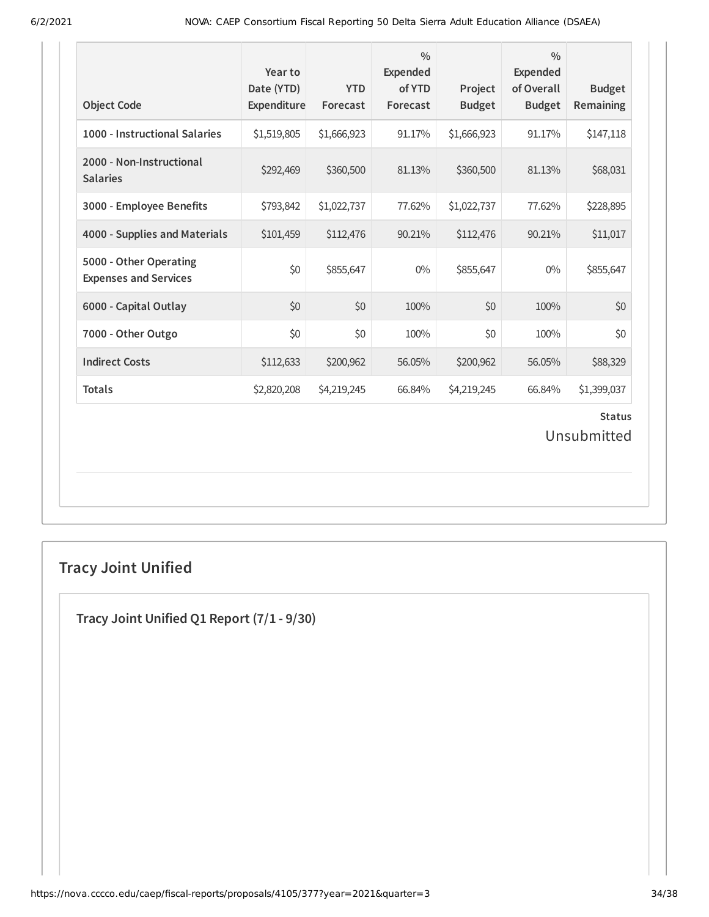| Object Code | Year to Date (YTD) Expenditure | YTD Forecast | % Expended of YTD Forecast | Project Budget | % Expended of Overall Budget | Budget Remaining |
|---|---|---|---|---|---|---|
| **1000 - Instructional Salaries** | $1,519,805 | $1,666,923 | 91.17% | $1,666,923 | 91.17% | $147,118 |
| **2000 - Non-Instructional Salaries** | $292,469 | $360,500 | 81.13% | $360,500 | 81.13% | $68,031 |
| **3000 - Employee Benefits** | $793,842 | $1,022,737 | 77.62% | $1,022,737 | 77.62% | $228,895 |
| **4000 - Supplies and Materials** | $101,459 | $112,476 | 90.21% | $112,476 | 90.21% | $11,017 |
| **5000 - Other Operating Expenses and Services** | $0 | $855,647 | 0% | $855,647 | 0% | $855,647 |
| **6000 - Capital Outlay** | $0 | $0 | 100% | $0 | 100% | $0 |
| **7000 - Other Outgo** | $0 | $0 | 100% | $0 | 100% | $0 |
| **Indirect Costs** | $112,633 | $200,962 | 56.05% | $200,962 | 56.05% | $88,329 |
| **Totals** | $2,820,208 | $4,219,245 | 66.84% | $4,219,245 | 66.84% | $1,399,037 |

**Status**

Unsubmitted

## Tracy Joint Unified

### Tracy Joint Unified Q1 Report (7/1 - 9/30)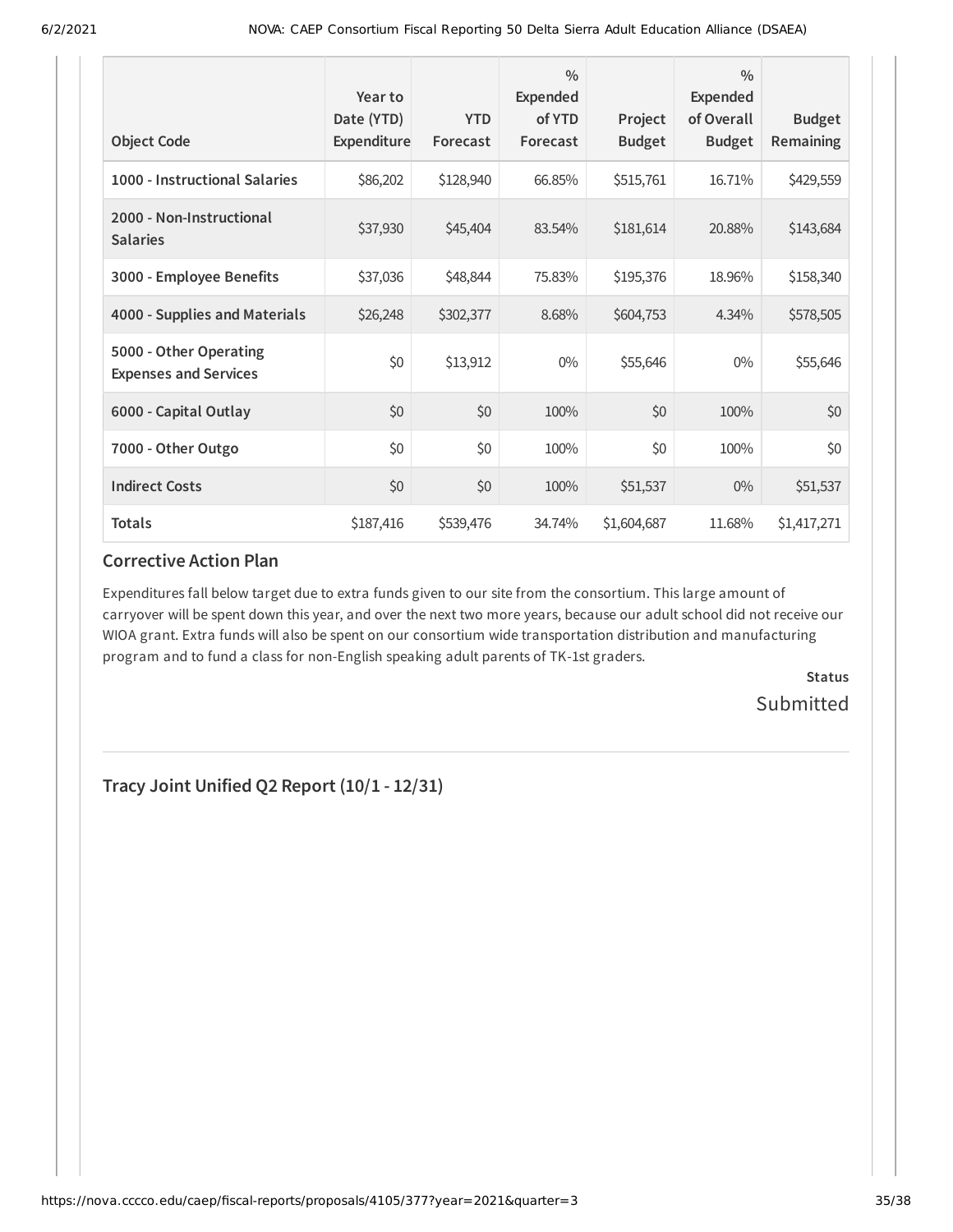| Object Code | Year to Date (YTD) Expenditure | YTD Forecast | % Expended of YTD Forecast | Project Budget | % Expended of Overall Budget | Budget Remaining |
|---|---|---|---|---|---|---|
| 1000 - Instructional Salaries | $86,202 | $128,940 | 66.85% | $515,761 | 16.71% | $429,559 |
| 2000 - Non-Instructional Salaries | $37,930 | $45,404 | 83.54% | $181,614 | 20.88% | $143,684 |
| 3000 - Employee Benefits | $37,036 | $48,844 | 75.83% | $195,376 | 18.96% | $158,340 |
| 4000 - Supplies and Materials | $26,248 | $302,377 | 8.68% | $604,753 | 4.34% | $578,505 |
| 5000 - Other Operating Expenses and Services | $0 | $13,912 | 0% | $55,646 | 0% | $55,646 |
| 6000 - Capital Outlay | $0 | $0 | 100% | $0 | 100% | $0 |
| 7000 - Other Outgo | $0 | $0 | 100% | $0 | 100% | $0 |
| Indirect Costs | $0 | $0 | 100% | $51,537 | 0% | $51,537 |
| **Totals** | $187,416 | $539,476 | 34.74% | $1,604,687 | 11.68% | $1,417,271 |

### Corrective Action Plan

Expenditures fall below target due to extra funds given to our site from the consortium. This large amount of carryover will be spent down this year, and over the next two more years, because our adult school did not receive our WIOA grant. Extra funds will also be spent on our consortium wide transportation distribution and manufacturing program and to fund a class for non-English speaking adult parents of TK-1st graders.

**Status**

Submitted

## Tracy Joint Unified Q2 Report (10/1 - 12/31)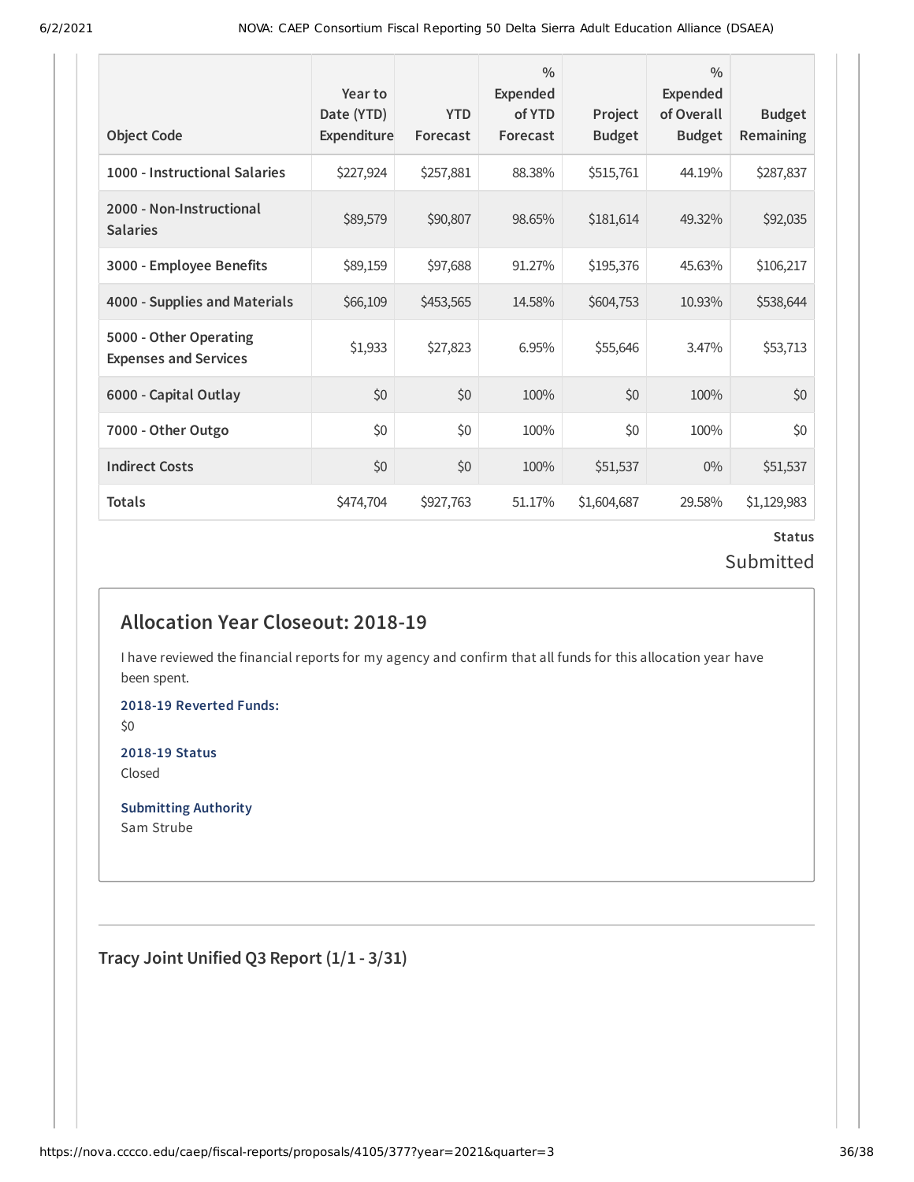| Object Code | Year to Date (YTD) Expenditure | YTD Forecast | % Expended of YTD Forecast | Project Budget | % Expended of Overall Budget | Budget Remaining |
|---|---|---|---|---|---|---|
| 1000 - Instructional Salaries | $227,924 | $257,881 | 88.38% | $515,761 | 44.19% | $287,837 |
| 2000 - Non-Instructional Salaries | $89,579 | $90,807 | 98.65% | $181,614 | 49.32% | $92,035 |
| 3000 - Employee Benefits | $89,159 | $97,688 | 91.27% | $195,376 | 45.63% | $106,217 |
| 4000 - Supplies and Materials | $66,109 | $453,565 | 14.58% | $604,753 | 10.93% | $538,644 |
| 5000 - Other Operating Expenses and Services | $1,933 | $27,823 | 6.95% | $55,646 | 3.47% | $53,713 |
| 6000 - Capital Outlay | $0 | $0 | 100% | $0 | 100% | $0 |
| 7000 - Other Outgo | $0 | $0 | 100% | $0 | 100% | $0 |
| Indirect Costs | $0 | $0 | 100% | $51,537 | 0% | $51,537 |
| Totals | $474,704 | $927,763 | 51.17% | $1,604,687 | 29.58% | $1,129,983 |

**Status**

Submitted

## Allocation Year Closeout: 2018-19

I have reviewed the financial reports for my agency and confirm that all funds for this allocation year have been spent.

**2018-19 Reverted Funds:**

$0

**2018-19 Status**

Closed

**Submitting Authority**

Sam Strube

### Tracy Joint Unified Q3 Report (1/1 - 3/31)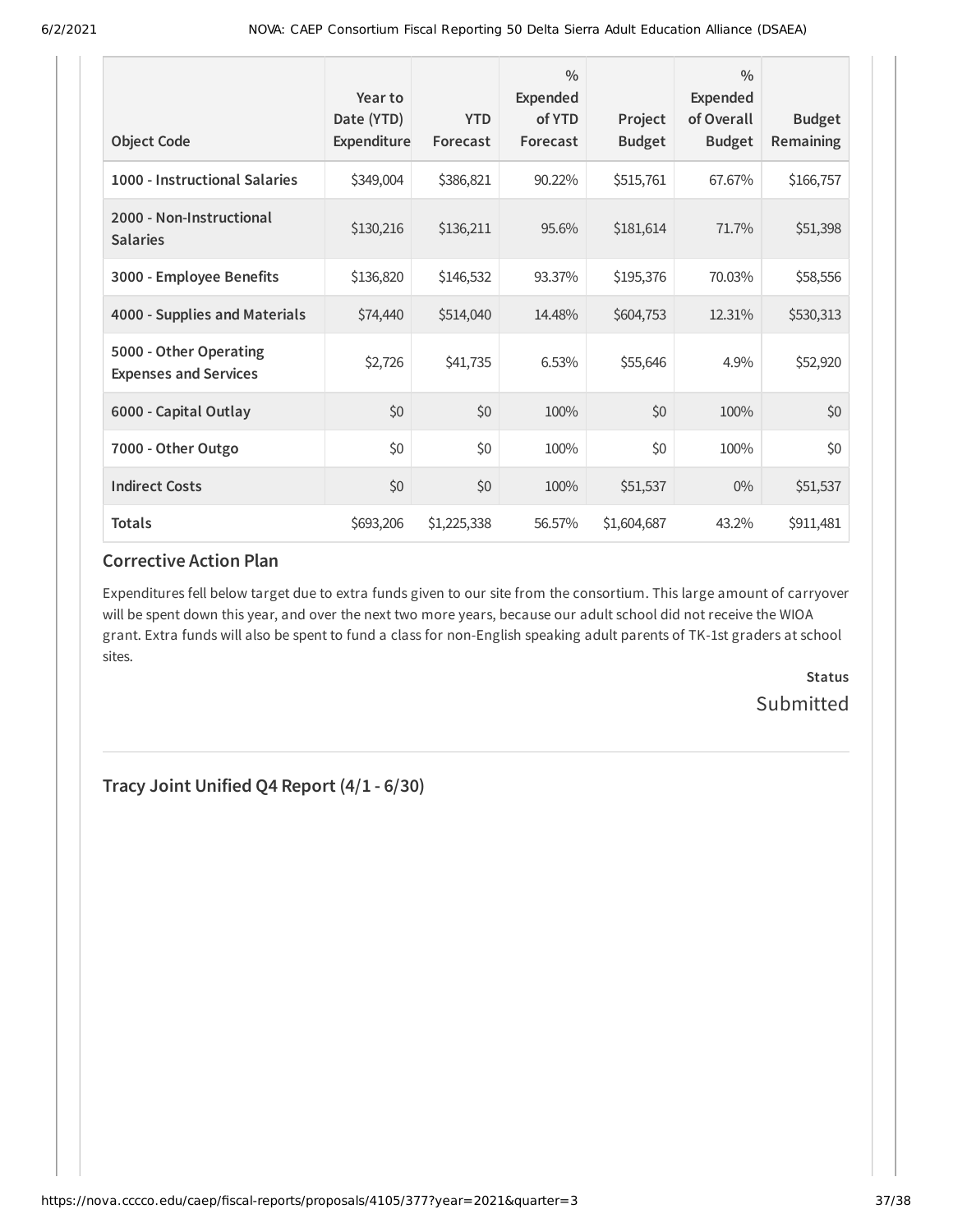| Object Code | Year to Date (YTD) Expenditure | YTD Forecast | % Expended of YTD Forecast | Project Budget | % Expended of Overall Budget | Budget Remaining |
|---|---|---|---|---|---|---|
| **1000 - Instructional Salaries** | $349,004 | $386,821 | 90.22% | $515,761 | 67.67% | $166,757 |
| **2000 - Non-Instructional Salaries** | $130,216 | $136,211 | 95.6% | $181,614 | 71.7% | $51,398 |
| **3000 - Employee Benefits** | $136,820 | $146,532 | 93.37% | $195,376 | 70.03% | $58,556 |
| **4000 - Supplies and Materials** | $74,440 | $514,040 | 14.48% | $604,753 | 12.31% | $530,313 |
| **5000 - Other Operating Expenses and Services** | $2,726 | $41,735 | 6.53% | $55,646 | 4.9% | $52,920 |
| **6000 - Capital Outlay** | $0 | $0 | 100% | $0 | 100% | $0 |
| **7000 - Other Outgo** | $0 | $0 | 100% | $0 | 100% | $0 |
| **Indirect Costs** | $0 | $0 | 100% | $51,537 | 0% | $51,537 |
| **Totals** | $693,206 | $1,225,338 | 56.57% | $1,604,687 | 43.2% | $911,481 |

## Corrective Action Plan

Expenditures fell below target due to extra funds given to our site from the consortium. This large amount of carryover will be spent down this year, and over the next two more years, because our adult school did not receive the WIOA grant. Extra funds will also be spent to fund a class for non-English speaking adult parents of TK-1st graders at school sites.

**Status**

Submitted

## Tracy Joint Unified Q4 Report (4/1 - 6/30)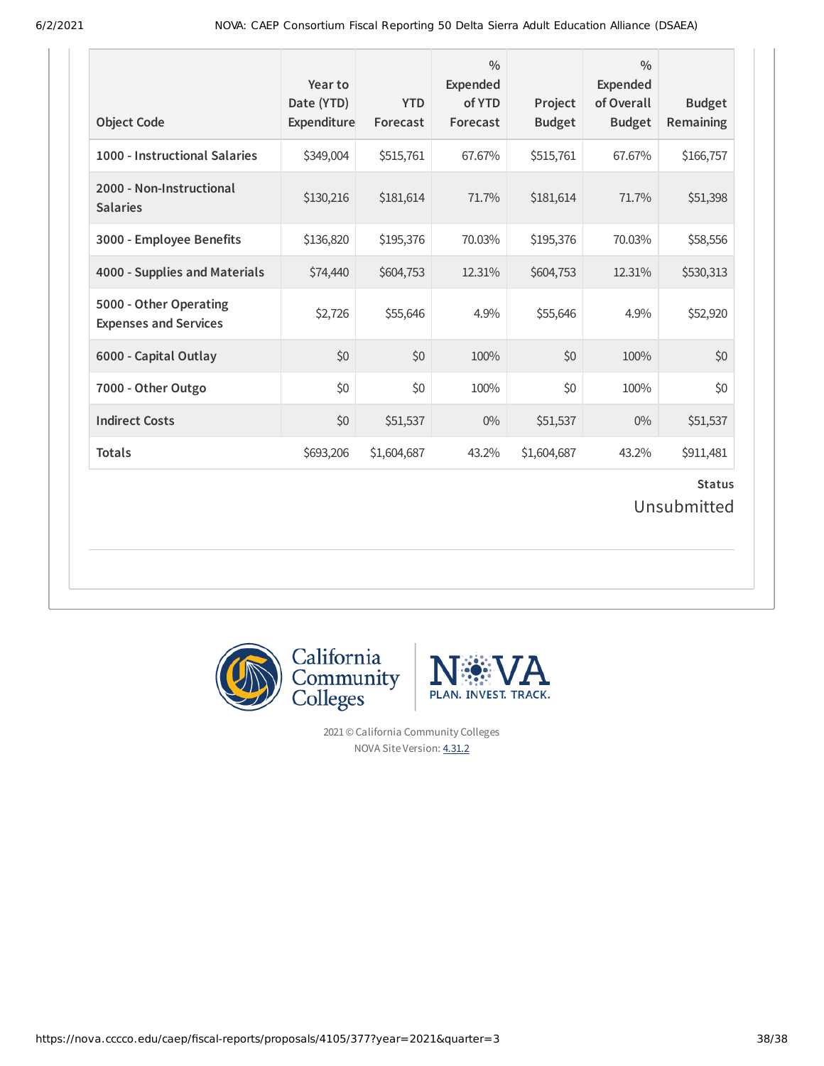| Object Code | Year to Date (YTD) Expenditure | YTD Forecast | % Expended of YTD Forecast | Project Budget | % Expended of Overall Budget | Budget Remaining |
|---|---|---|---|---|---|---|
| 1000 - Instructional Salaries | $349,004 | $515,761 | 67.67% | $515,761 | 67.67% | $166,757 |
| 2000 - Non-Instructional Salaries | $130,216 | $181,614 | 71.7% | $181,614 | 71.7% | $51,398 |
| 3000 - Employee Benefits | $136,820 | $195,376 | 70.03% | $195,376 | 70.03% | $58,556 |
| 4000 - Supplies and Materials | $74,440 | $604,753 | 12.31% | $604,753 | 12.31% | $530,313 |
| 5000 - Other Operating Expenses and Services | $2,726 | $55,646 | 4.9% | $55,646 | 4.9% | $52,920 |
| 6000 - Capital Outlay | $0 | $0 | 100% | $0 | 100% | $0 |
| 7000 - Other Outgo | $0 | $0 | 100% | $0 | 100% | $0 |
| Indirect Costs | $0 | $51,537 | 0% | $51,537 | 0% | $51,537 |
| Totals | $693,206 | $1,604,687 | 43.2% | $1,604,687 | 43.2% | $911,481 |

**Status**

Unsubmitted

California Community Colleges

NOVA PLAN. INVEST. TRACK.

2021 © California Community Colleges
NOVA Site Version: 4.31.2